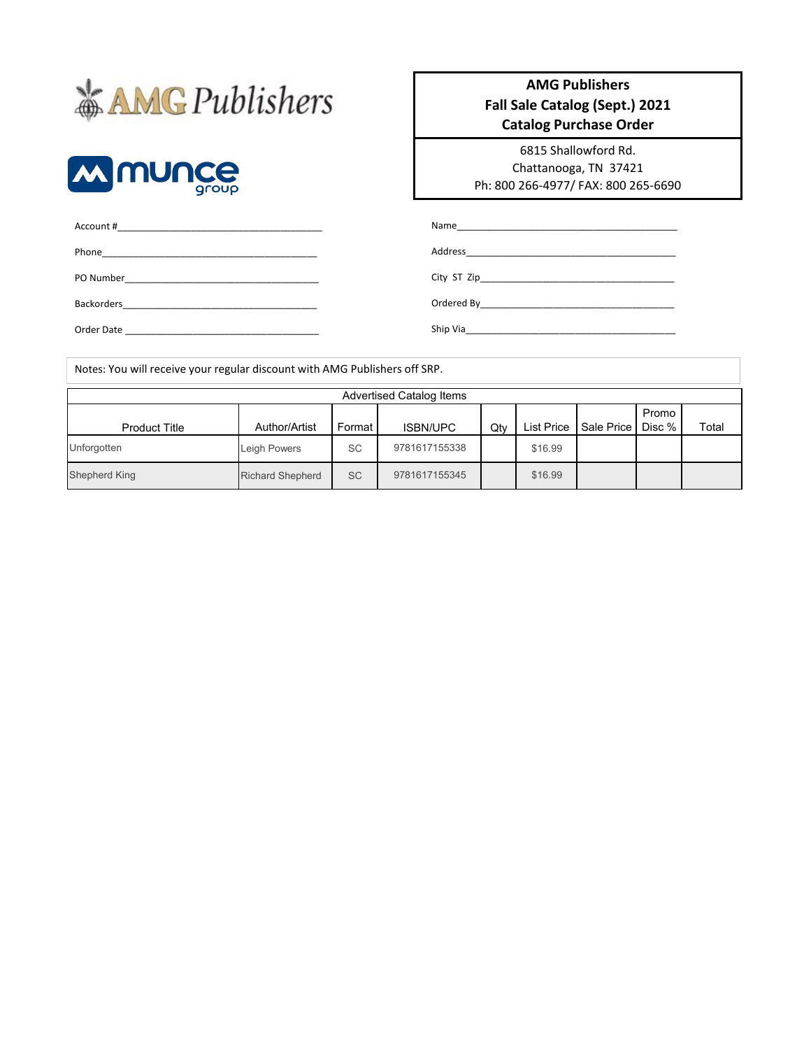AMG Publishers

munce group

**AMG Publishers**
**Fall Sale Catalog (Sept.) 2021**
**Catalog Purchase Order**

6815 Shallowford Rd.
Chattanooga, TN 37421
Ph: 800 266-4977/ FAX: 800 265-6690

Account #\_\_\_\_\_\_\_\_\_\_\_\_\_\_\_\_\_\_\_\_\_\_\_\_\_\_\_\_\_\_\_\_\_\_\_\_\_\_\_\_

Phone\_\_\_\_\_\_\_\_\_\_\_\_\_\_\_\_\_\_\_\_\_\_\_\_\_\_\_\_\_\_\_\_\_\_\_\_\_\_\_\_\_\_

PO Number\_\_\_\_\_\_\_\_\_\_\_\_\_\_\_\_\_\_\_\_\_\_\_\_\_\_\_\_\_\_\_\_\_\_\_\_\_\_

Backorders\_\_\_\_\_\_\_\_\_\_\_\_\_\_\_\_\_\_\_\_\_\_\_\_\_\_\_\_\_\_\_\_\_\_\_\_\_\_

Order Date \_\_\_\_\_\_\_\_\_\_\_\_\_\_\_\_\_\_\_\_\_\_\_\_\_\_\_\_\_\_\_\_\_\_\_\_\_\_

Name\_\_\_\_\_\_\_\_\_\_\_\_\_\_\_\_\_\_\_\_\_\_\_\_\_\_\_\_\_\_\_\_\_\_\_\_\_\_\_\_\_\_

Address\_\_\_\_\_\_\_\_\_\_\_\_\_\_\_\_\_\_\_\_\_\_\_\_\_\_\_\_\_\_\_\_\_\_\_\_\_\_\_\_

City ST Zip\_\_\_\_\_\_\_\_\_\_\_\_\_\_\_\_\_\_\_\_\_\_\_\_\_\_\_\_\_\_\_\_\_\_\_\_\_

Ordered By\_\_\_\_\_\_\_\_\_\_\_\_\_\_\_\_\_\_\_\_\_\_\_\_\_\_\_\_\_\_\_\_\_\_\_\_\_

Ship Via\_\_\_\_\_\_\_\_\_\_\_\_\_\_\_\_\_\_\_\_\_\_\_\_\_\_\_\_\_\_\_\_\_\_\_\_\_\_\_

Notes: You will receive your regular discount with AMG Publishers off SRP.

| Advertised Catalog Items | | | | | | | | |
|---|---|---|---|---|---|---|---|---|
| Product Title | Author/Artist | Format | ISBN/UPC | Qty | List Price | Sale Price | Promo Disc % | Total |
| Unforgotten | Leigh Powers | SC | 9781617155338 | | $16.99 | | | |
| Shepherd King | Richard Shepherd | SC | 9781617155345 | | $16.99 | | | |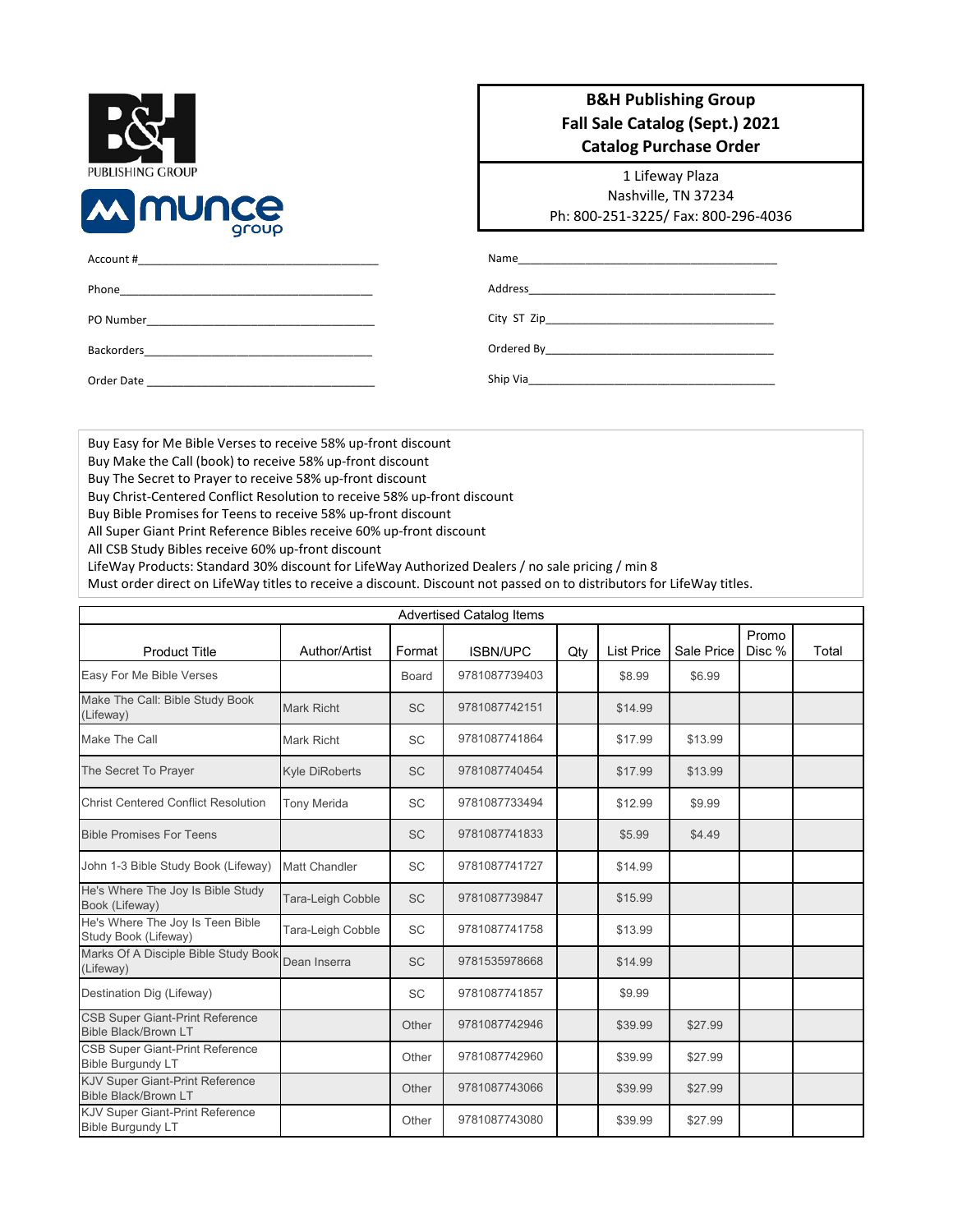B&H PUBLISHING GROUP

munce group

## B&H Publishing Group
## Fall Sale Catalog (Sept.) 2021
## Catalog Purchase Order

1 Lifeway Plaza
Nashville, TN 37234
Ph: 800-251-3225/ Fax: 800-296-4036

Account #\_\_\_\_\_\_\_\_\_\_\_\_\_\_\_\_\_\_\_\_\_\_\_\_\_\_\_\_\_\_\_\_\_\_\_\_

Phone\_\_\_\_\_\_\_\_\_\_\_\_\_\_\_\_\_\_\_\_\_\_\_\_\_\_\_\_\_\_\_\_\_\_\_\_

PO Number\_\_\_\_\_\_\_\_\_\_\_\_\_\_\_\_\_\_\_\_\_\_\_\_\_\_\_\_\_\_\_\_\_\_\_\_

Backorders\_\_\_\_\_\_\_\_\_\_\_\_\_\_\_\_\_\_\_\_\_\_\_\_\_\_\_\_\_\_\_\_\_\_\_\_

Order Date \_\_\_\_\_\_\_\_\_\_\_\_\_\_\_\_\_\_\_\_\_\_\_\_\_\_\_\_\_\_\_\_\_\_\_\_

Name\_\_\_\_\_\_\_\_\_\_\_\_\_\_\_\_\_\_\_\_\_\_\_\_\_\_\_\_\_\_\_\_\_\_\_\_

Address\_\_\_\_\_\_\_\_\_\_\_\_\_\_\_\_\_\_\_\_\_\_\_\_\_\_\_\_\_\_\_\_\_\_\_\_

City ST Zip\_\_\_\_\_\_\_\_\_\_\_\_\_\_\_\_\_\_\_\_\_\_\_\_\_\_\_\_\_\_\_\_\_\_\_\_

Ordered By\_\_\_\_\_\_\_\_\_\_\_\_\_\_\_\_\_\_\_\_\_\_\_\_\_\_\_\_\_\_\_\_\_\_\_\_

Ship Via\_\_\_\_\_\_\_\_\_\_\_\_\_\_\_\_\_\_\_\_\_\_\_\_\_\_\_\_\_\_\_\_\_\_\_\_

Buy Easy for Me Bible Verses to receive 58% up-front discount
Buy Make the Call (book) to receive 58% up-front discount
Buy The Secret to Prayer to receive 58% up-front discount
Buy Christ-Centered Conflict Resolution to receive 58% up-front discount
Buy Bible Promises for Teens to receive 58% up-front discount
All Super Giant Print Reference Bibles receive 60% up-front discount
All CSB Study Bibles receive 60% up-front discount
LifeWay Products: Standard 30% discount for LifeWay Authorized Dealers / no sale pricing / min 8
Must order direct on LifeWay titles to receive a discount. Discount not passed on to distributors for LifeWay titles.

| Advertised Catalog Items | | | | | | | | |
|---|---|---|---|---|---|---|---|---|
| Product Title | Author/Artist | Format | ISBN/UPC | Qty | List Price | Sale Price | Promo Disc % | Total |
| Easy For Me Bible Verses | | Board | 9781087739403 | | $8.99 | $6.99 | | |
| Make The Call: Bible Study Book (Lifeway) | Mark Richt | SC | 9781087742151 | | $14.99 | | | |
| Make The Call | Mark Richt | SC | 9781087741864 | | $17.99 | $13.99 | | |
| The Secret To Prayer | Kyle DiRoberts | SC | 9781087740454 | | $17.99 | $13.99 | | |
| Christ Centered Conflict Resolution | Tony Merida | SC | 9781087733494 | | $12.99 | $9.99 | | |
| Bible Promises For Teens | | SC | 9781087741833 | | $5.99 | $4.49 | | |
| John 1-3 Bible Study Book (Lifeway) | Matt Chandler | SC | 9781087741727 | | $14.99 | | | |
| He's Where The Joy Is Bible Study Book (Lifeway) | Tara-Leigh Cobble | SC | 9781087739847 | | $15.99 | | | |
| He's Where The Joy Is Teen Bible Study Book (Lifeway) | Tara-Leigh Cobble | SC | 9781087741758 | | $13.99 | | | |
| Marks Of A Disciple Bible Study Book (Lifeway) | Dean Inserra | SC | 9781535978668 | | $14.99 | | | |
| Destination Dig (Lifeway) | | SC | 9781087741857 | | $9.99 | | | |
| CSB Super Giant-Print Reference Bible Black/Brown LT | | Other | 9781087742946 | | $39.99 | $27.99 | | |
| CSB Super Giant-Print Reference Bible Burgundy LT | | Other | 9781087742960 | | $39.99 | $27.99 | | |
| KJV Super Giant-Print Reference Bible Black/Brown LT | | Other | 9781087743066 | | $39.99 | $27.99 | | |
| KJV Super Giant-Print Reference Bible Burgundy LT | | Other | 9781087743080 | | $39.99 | $27.99 | | |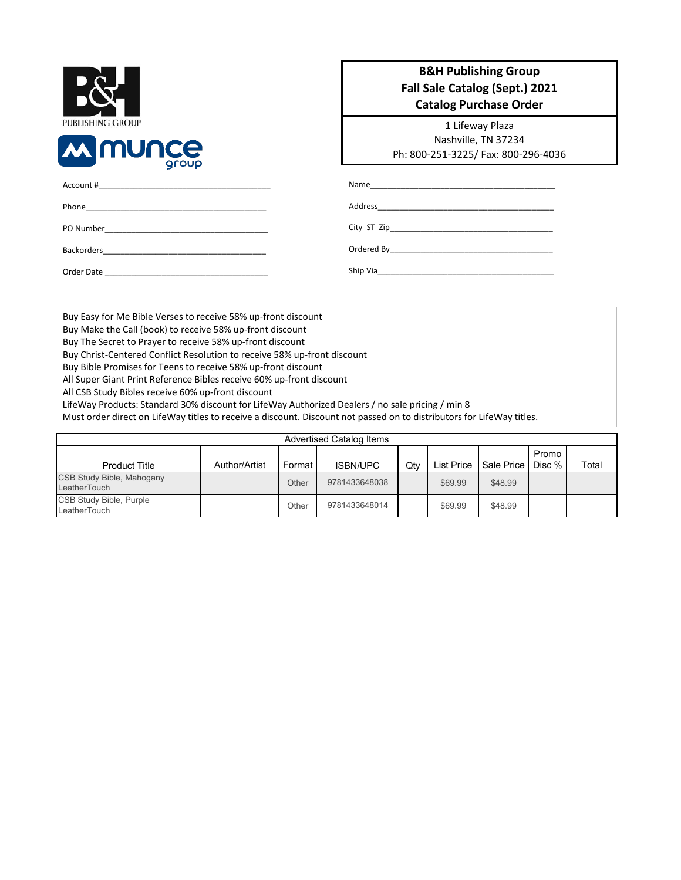B&H PUBLISHING GROUP

munce group

## B&H Publishing Group
## Fall Sale Catalog (Sept.) 2021
## Catalog Purchase Order

1 Lifeway Plaza
Nashville, TN 37234
Ph: 800-251-3225/ Fax: 800-296-4036

Account #_______________________________________

Phone__________________________________________

PO Number______________________________________

Backorders______________________________________

Order Date ______________________________________

Name___________________________________________

Address_________________________________________

City ST Zip______________________________________

Ordered By______________________________________

Ship Via________________________________________

Buy Easy for Me Bible Verses to receive 58% up-front discount
Buy Make the Call (book) to receive 58% up-front discount
Buy The Secret to Prayer to receive 58% up-front discount
Buy Christ-Centered Conflict Resolution to receive 58% up-front discount
Buy Bible Promises for Teens to receive 58% up-front discount
All Super Giant Print Reference Bibles receive 60% up-front discount
All CSB Study Bibles receive 60% up-front discount
LifeWay Products: Standard 30% discount for LifeWay Authorized Dealers / no sale pricing / min 8
Must order direct on LifeWay titles to receive a discount. Discount not passed on to distributors for LifeWay titles.

| Advertised Catalog Items | | | | | | | | |
|---|---|---|---|---|---|---|---|---|
| Product Title | Author/Artist | Format | ISBN/UPC | Qty | List Price | Sale Price | Promo Disc % | Total |
| CSB Study Bible, Mahogany LeatherTouch | | Other | 9781433648038 | | $69.99 | $48.99 | | |
| CSB Study Bible, Purple LeatherTouch | | Other | 9781433648014 | | $69.99 | $48.99 | | |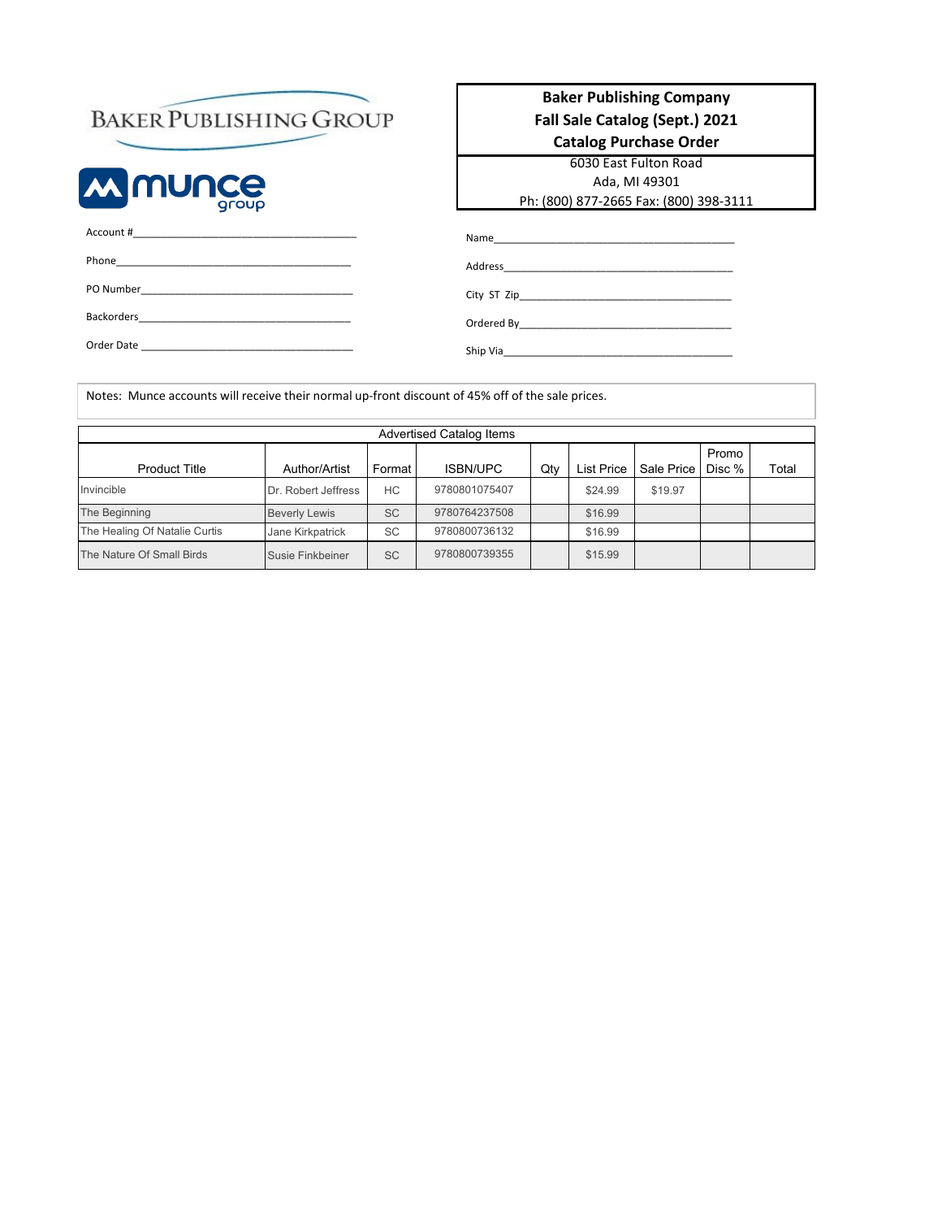BAKER PUBLISHING GROUP

munce group

**Baker Publishing Company**
**Fall Sale Catalog (Sept.) 2021**
**Catalog Purchase Order**

6030 East Fulton Road
Ada, MI 49301
Ph: (800) 877-2665 Fax: (800) 398-3111

Account #_______________________________

Phone_______________________________

PO Number_______________________________

Backorders_______________________________

Order Date _______________________________

Name_______________________________

Address_______________________________

City ST Zip_______________________________

Ordered By_______________________________

Ship Via_______________________________

Notes: Munce accounts will receive their normal up-front discount of 45% off of the sale prices.

| Advertised Catalog Items | | | | | | | | |
|---|---|---|---|---|---|---|---|---|
| Product Title | Author/Artist | Format | ISBN/UPC | Qty | List Price | Sale Price | Promo Disc % | Total |
| Invincible | Dr. Robert Jeffress | HC | 9780801075407 | | $24.99 | $19.97 | | |
| The Beginning | Beverly Lewis | SC | 9780764237508 | | $16.99 | | | |
| The Healing Of Natalie Curtis | Jane Kirkpatrick | SC | 9780800736132 | | $16.99 | | | |
| The Nature Of Small Birds | Susie Finkbeiner | SC | 9780800739355 | | $15.99 | | | |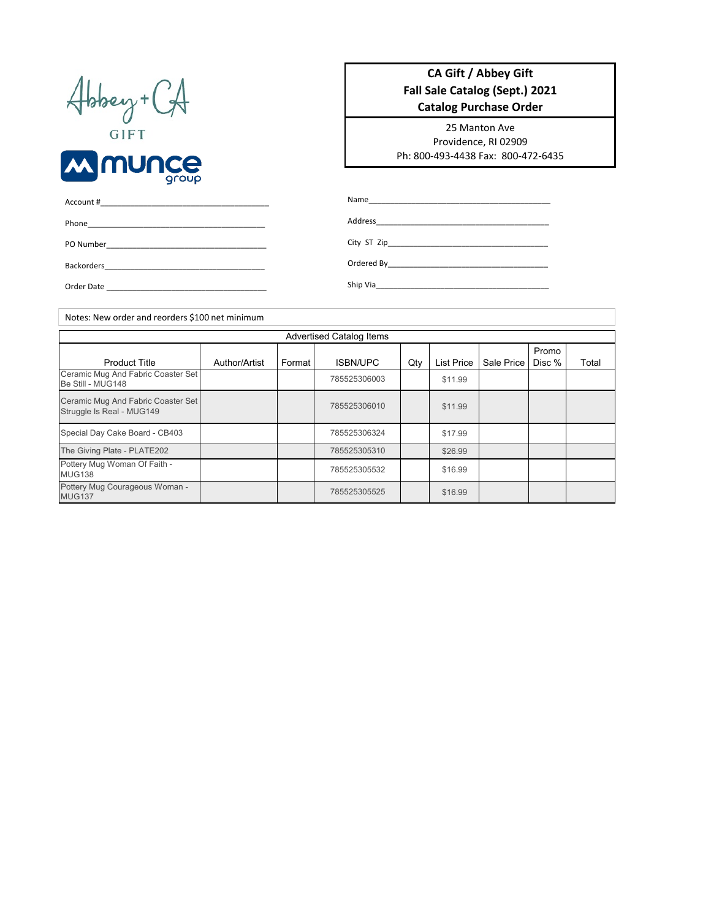Abbey + CA GIFT

munce group

**CA Gift / Abbey Gift**
**Fall Sale Catalog (Sept.) 2021**
**Catalog Purchase Order**

25 Manton Ave
Providence, RI 02909
Ph: 800-493-4438 Fax: 800-472-6435

Account #\_\_\_\_\_\_\_\_\_\_\_\_\_\_\_\_\_\_\_\_\_\_\_\_\_\_\_\_\_\_\_\_\_\_\_\_\_\_

Phone\_\_\_\_\_\_\_\_\_\_\_\_\_\_\_\_\_\_\_\_\_\_\_\_\_\_\_\_\_\_\_\_\_\_\_\_\_\_\_\_

PO Number\_\_\_\_\_\_\_\_\_\_\_\_\_\_\_\_\_\_\_\_\_\_\_\_\_\_\_\_\_\_\_\_\_\_\_\_\_

Backorders\_\_\_\_\_\_\_\_\_\_\_\_\_\_\_\_\_\_\_\_\_\_\_\_\_\_\_\_\_\_\_\_\_\_\_\_\_

Order Date \_\_\_\_\_\_\_\_\_\_\_\_\_\_\_\_\_\_\_\_\_\_\_\_\_\_\_\_\_\_\_\_\_\_\_\_\_

Name\_\_\_\_\_\_\_\_\_\_\_\_\_\_\_\_\_\_\_\_\_\_\_\_\_\_\_\_\_\_\_\_\_\_\_\_\_\_\_\_\_\_

Address\_\_\_\_\_\_\_\_\_\_\_\_\_\_\_\_\_\_\_\_\_\_\_\_\_\_\_\_\_\_\_\_\_\_\_\_\_\_\_

City ST Zip\_\_\_\_\_\_\_\_\_\_\_\_\_\_\_\_\_\_\_\_\_\_\_\_\_\_\_\_\_\_\_\_\_\_\_\_

Ordered By\_\_\_\_\_\_\_\_\_\_\_\_\_\_\_\_\_\_\_\_\_\_\_\_\_\_\_\_\_\_\_\_\_\_\_\_\_

Ship Via\_\_\_\_\_\_\_\_\_\_\_\_\_\_\_\_\_\_\_\_\_\_\_\_\_\_\_\_\_\_\_\_\_\_\_\_\_\_\_

Notes: New order and reorders $100 net minimum

| Advertised Catalog Items | | | | | | | | |
|---|---|---|---|---|---|---|---|---|
| Product Title | Author/Artist | Format | ISBN/UPC | Qty | List Price | Sale Price | Promo Disc % | Total |
| Ceramic Mug And Fabric Coaster Set Be Still - MUG148 | | | 785525306003 | | $11.99 | | | |
| Ceramic Mug And Fabric Coaster Set Struggle Is Real - MUG149 | | | 785525306010 | | $11.99 | | | |
| Special Day Cake Board - CB403 | | | 785525306324 | | $17.99 | | | |
| The Giving Plate - PLATE202 | | | 785525305310 | | $26.99 | | | |
| Pottery Mug Woman Of Faith - MUG138 | | | 785525305532 | | $16.99 | | | |
| Pottery Mug Courageous Woman - MUG137 | | | 785525305525 | | $16.99 | | | |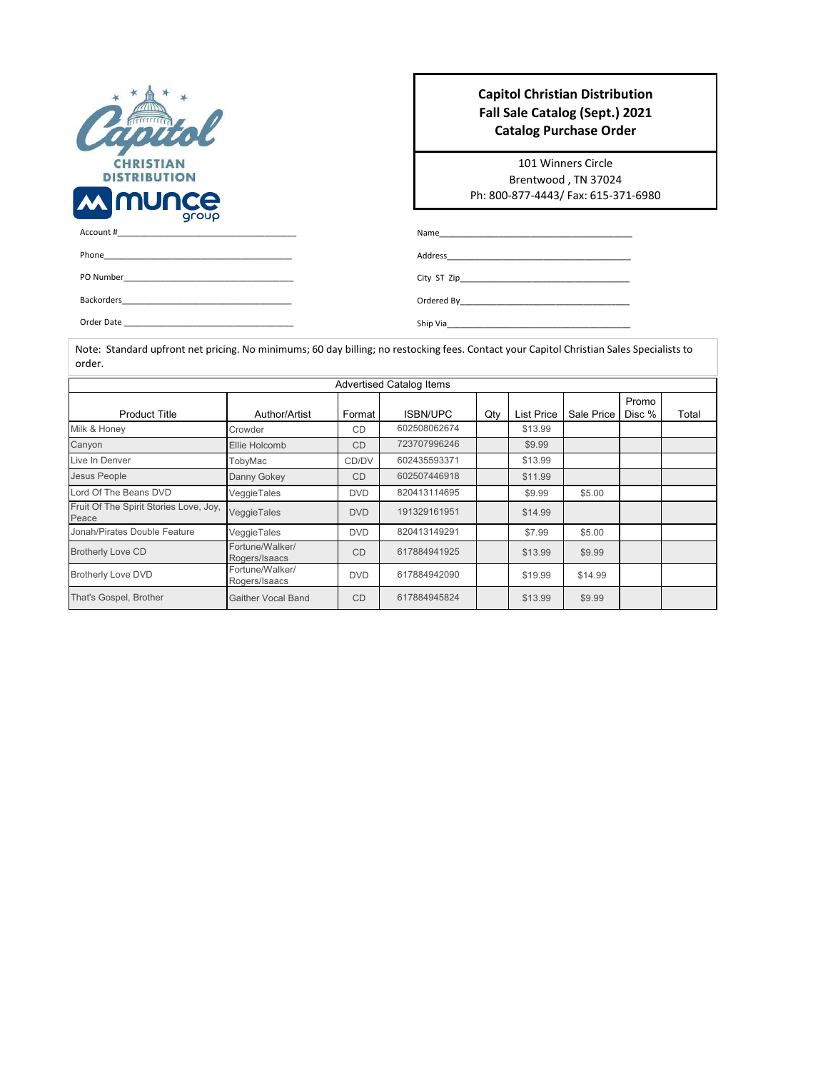**Capitol Christian Distribution**
**Fall Sale Catalog (Sept.) 2021**
**Catalog Purchase Order**

101 Winners Circle
Brentwood , TN 37024
Ph: 800-877-4443/ Fax: 615-371-6980

Account #\_\_\_\_\_\_\_\_\_\_\_\_\_\_\_\_\_\_\_\_\_\_\_\_\_\_\_\_\_\_\_\_\_\_\_\_\_\_\_\_

Phone\_\_\_\_\_\_\_\_\_\_\_\_\_\_\_\_\_\_\_\_\_\_\_\_\_\_\_\_\_\_\_\_\_\_\_\_\_\_\_\_

PO Number\_\_\_\_\_\_\_\_\_\_\_\_\_\_\_\_\_\_\_\_\_\_\_\_\_\_\_\_\_\_\_\_\_\_\_\_\_\_\_\_

Backorders\_\_\_\_\_\_\_\_\_\_\_\_\_\_\_\_\_\_\_\_\_\_\_\_\_\_\_\_\_\_\_\_\_\_\_\_\_\_\_\_

Order Date \_\_\_\_\_\_\_\_\_\_\_\_\_\_\_\_\_\_\_\_\_\_\_\_\_\_\_\_\_\_\_\_\_\_\_\_\_\_\_\_

Name\_\_\_\_\_\_\_\_\_\_\_\_\_\_\_\_\_\_\_\_\_\_\_\_\_\_\_\_\_\_\_\_\_\_\_\_\_\_\_\_

Address\_\_\_\_\_\_\_\_\_\_\_\_\_\_\_\_\_\_\_\_\_\_\_\_\_\_\_\_\_\_\_\_\_\_\_\_\_\_\_\_

City ST Zip\_\_\_\_\_\_\_\_\_\_\_\_\_\_\_\_\_\_\_\_\_\_\_\_\_\_\_\_\_\_\_\_\_\_\_\_\_\_\_\_

Ordered By\_\_\_\_\_\_\_\_\_\_\_\_\_\_\_\_\_\_\_\_\_\_\_\_\_\_\_\_\_\_\_\_\_\_\_\_\_\_\_\_

Ship Via\_\_\_\_\_\_\_\_\_\_\_\_\_\_\_\_\_\_\_\_\_\_\_\_\_\_\_\_\_\_\_\_\_\_\_\_\_\_\_\_

Note: Standard upfront net pricing. No minimums; 60 day billing; no restocking fees. Contact your Capitol Christian Sales Specialists to order.

| Advertised Catalog Items | | | | | | | | |
|---|---|---|---|---|---|---|---|---|
| Product Title | Author/Artist | Format | ISBN/UPC | Qty | List Price | Sale Price | Promo Disc % | Total |
| Milk & Honey | Crowder | CD | 602508062674 | | $13.99 | | | |
| Canyon | Ellie Holcomb | CD | 723707996246 | | $9.99 | | | |
| Live In Denver | TobyMac | CD/DV | 602435593371 | | $13.99 | | | |
| Jesus People | Danny Gokey | CD | 602507446918 | | $11.99 | | | |
| Lord Of The Beans DVD | VeggieTales | DVD | 820413114695 | | $9.99 | $5.00 | | |
| Fruit Of The Spirit Stories Love, Joy, Peace | VeggieTales | DVD | 191329161951 | | $14.99 | | | |
| Jonah/Pirates Double Feature | VeggieTales | DVD | 820413149291 | | $7.99 | $5.00 | | |
| Brotherly Love CD | Fortune/Walker/ Rogers/Isaacs | CD | 617884941925 | | $13.99 | $9.99 | | |
| Brotherly Love DVD | Fortune/Walker/ Rogers/Isaacs | DVD | 617884942090 | | $19.99 | $14.99 | | |
| That's Gospel, Brother | Gaither Vocal Band | CD | 617884945824 | | $13.99 | $9.99 | | |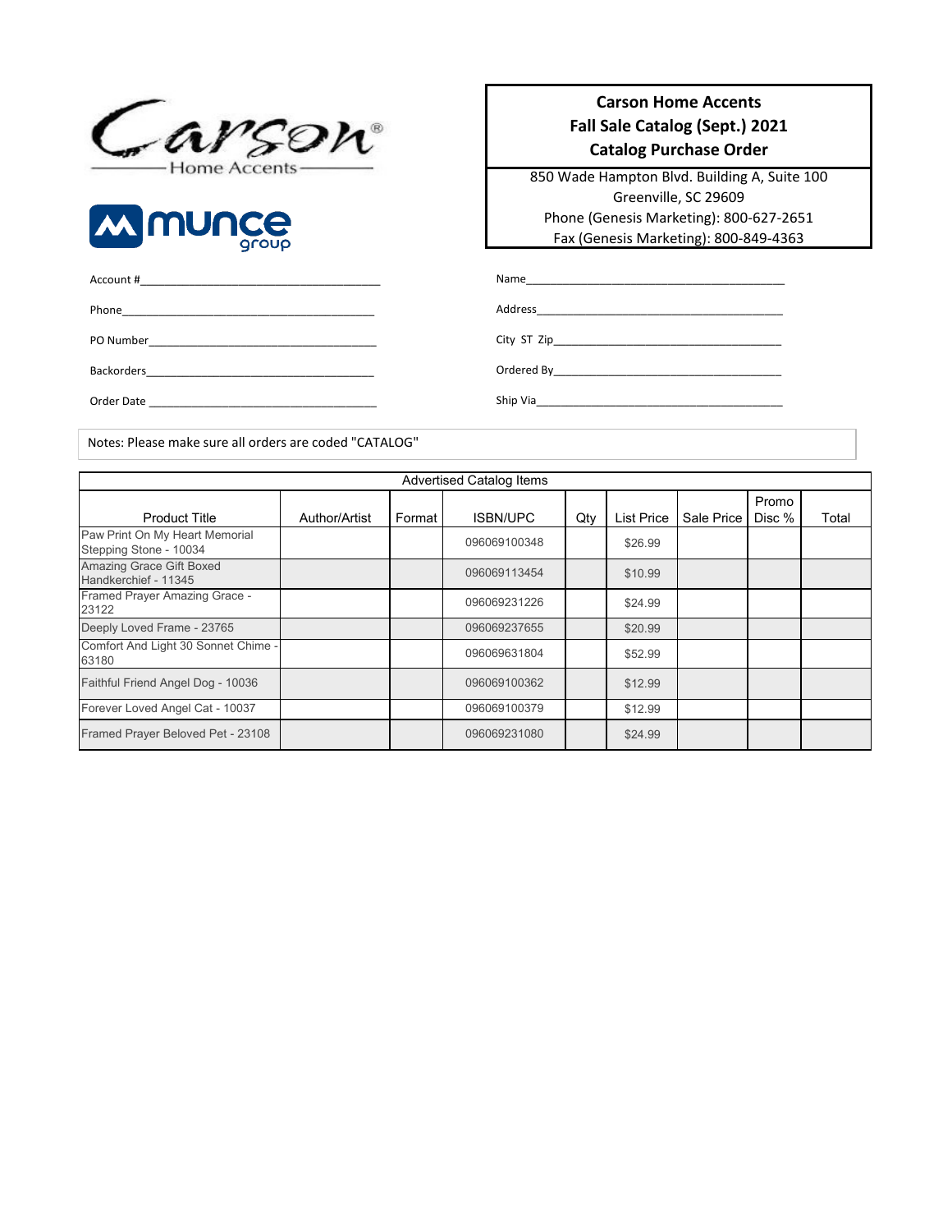Carson® Home Accents

munce group

**Carson Home Accents**
**Fall Sale Catalog (Sept.) 2021**
**Catalog Purchase Order**

850 Wade Hampton Blvd. Building A, Suite 100
Greenville, SC 29609
Phone (Genesis Marketing): 800-627-2651
Fax (Genesis Marketing): 800-849-4363

Account #_______________________________________

Phone__________________________________________

PO Number______________________________________

Backorders______________________________________

Order Date ______________________________________

Name__________________________________________

Address________________________________________

City ST Zip______________________________________

Ordered By______________________________________

Ship Via________________________________________

Notes: Please make sure all orders are coded "CATALOG"

| Advertised Catalog Items | | | | | | | | |
|---|---|---|---|---|---|---|---|---|
| Product Title | Author/Artist | Format | ISBN/UPC | Qty | List Price | Sale Price | Promo Disc % | Total |
| Paw Print On My Heart Memorial Stepping Stone - 10034 | | | 096069100348 | | $26.99 | | | |
| Amazing Grace Gift Boxed Handkerchief - 11345 | | | 096069113454 | | $10.99 | | | |
| Framed Prayer Amazing Grace - 23122 | | | 096069231226 | | $24.99 | | | |
| Deeply Loved Frame - 23765 | | | 096069237655 | | $20.99 | | | |
| Comfort And Light 30 Sonnet Chime - 63180 | | | 096069631804 | | $52.99 | | | |
| Faithful Friend Angel Dog - 10036 | | | 096069100362 | | $12.99 | | | |
| Forever Loved Angel Cat - 10037 | | | 096069100379 | | $12.99 | | | |
| Framed Prayer Beloved Pet - 23108 | | | 096069231080 | | $24.99 | | | |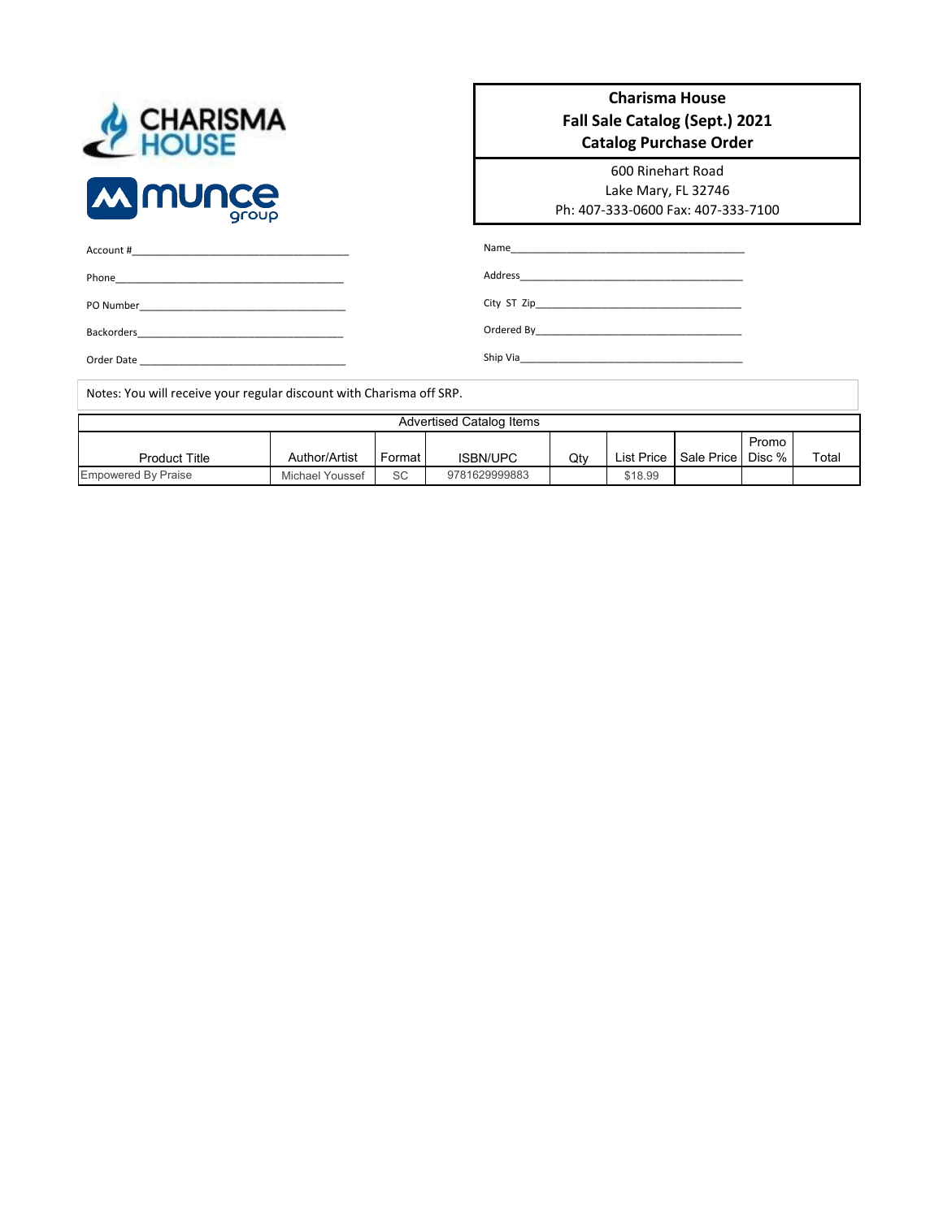# Charisma House
## Fall Sale Catalog (Sept.) 2021
## Catalog Purchase Order

600 Rinehart Road
Lake Mary, FL 32746
Ph: 407-333-0600 Fax: 407-333-7100

Account #___________________________________

Phone___________________________________

PO Number___________________________________

Backorders___________________________________

Order Date ___________________________________

Name___________________________________

Address___________________________________

City ST Zip___________________________________

Ordered By___________________________________

Ship Via___________________________________

Notes: You will receive your regular discount with Charisma off SRP.

| Advertised Catalog Items | | | | | | | | |
|---|---|---|---|---|---|---|---|---|
| Product Title | Author/Artist | Format | ISBN/UPC | Qty | List Price | Sale Price | Promo Disc % | Total |
| Empowered By Praise | Michael Youssef | SC | 9781629999883 | | $18.99 | | | |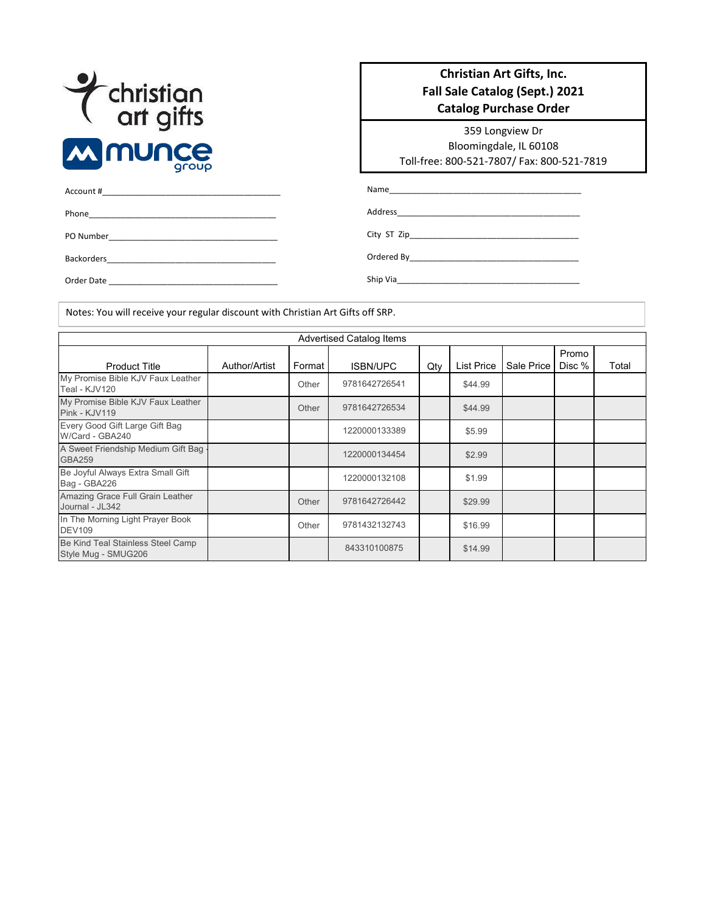christian art gifts

munce group

# Christian Art Gifts, Inc.
## Fall Sale Catalog (Sept.) 2021
## Catalog Purchase Order

359 Longview Dr
Bloomingdale, IL 60108
Toll-free: 800-521-7807/ Fax: 800-521-7819

Account #\_\_\_\_\_\_\_\_\_\_\_\_\_\_\_\_\_\_\_\_\_\_\_\_\_\_\_\_\_\_\_\_\_\_\_\_\_\_

Phone\_\_\_\_\_\_\_\_\_\_\_\_\_\_\_\_\_\_\_\_\_\_\_\_\_\_\_\_\_\_\_\_\_\_\_\_\_\_\_\_

PO Number\_\_\_\_\_\_\_\_\_\_\_\_\_\_\_\_\_\_\_\_\_\_\_\_\_\_\_\_\_\_\_\_\_\_\_\_\_\_

Backorders\_\_\_\_\_\_\_\_\_\_\_\_\_\_\_\_\_\_\_\_\_\_\_\_\_\_\_\_\_\_\_\_\_\_\_\_\_\_

Order Date \_\_\_\_\_\_\_\_\_\_\_\_\_\_\_\_\_\_\_\_\_\_\_\_\_\_\_\_\_\_\_\_\_\_\_\_\_\_

Name\_\_\_\_\_\_\_\_\_\_\_\_\_\_\_\_\_\_\_\_\_\_\_\_\_\_\_\_\_\_\_\_\_\_\_\_\_\_\_\_

Address\_\_\_\_\_\_\_\_\_\_\_\_\_\_\_\_\_\_\_\_\_\_\_\_\_\_\_\_\_\_\_\_\_\_\_\_\_\_

City ST Zip\_\_\_\_\_\_\_\_\_\_\_\_\_\_\_\_\_\_\_\_\_\_\_\_\_\_\_\_\_\_\_\_\_\_\_\_

Ordered By\_\_\_\_\_\_\_\_\_\_\_\_\_\_\_\_\_\_\_\_\_\_\_\_\_\_\_\_\_\_\_\_\_\_\_\_

Ship Via\_\_\_\_\_\_\_\_\_\_\_\_\_\_\_\_\_\_\_\_\_\_\_\_\_\_\_\_\_\_\_\_\_\_\_\_\_\_

Notes: You will receive your regular discount with Christian Art Gifts off SRP.

| Advertised Catalog Items | | | | | | | | |
|---|---|---|---|---|---|---|---|---|
| Product Title | Author/Artist | Format | ISBN/UPC | Qty | List Price | Sale Price | Promo Disc % | Total |
| My Promise Bible KJV Faux Leather Teal - KJV120 | | Other | 9781642726541 | | $44.99 | | | |
| My Promise Bible KJV Faux Leather Pink - KJV119 | | Other | 9781642726534 | | $44.99 | | | |
| Every Good Gift Large Gift Bag W/Card - GBA240 | | | 1220000133389 | | $5.99 | | | |
| A Sweet Friendship Medium Gift Bag - GBA259 | | | 1220000134454 | | $2.99 | | | |
| Be Joyful Always Extra Small Gift Bag - GBA226 | | | 1220000132108 | | $1.99 | | | |
| Amazing Grace Full Grain Leather Journal - JL342 | | Other | 9781642726442 | | $29.99 | | | |
| In The Morning Light Prayer Book DEV109 | | Other | 9781432132743 | | $16.99 | | | |
| Be Kind Teal Stainless Steel Camp Style Mug - SMUG206 | | | 843310100875 | | $14.99 | | | |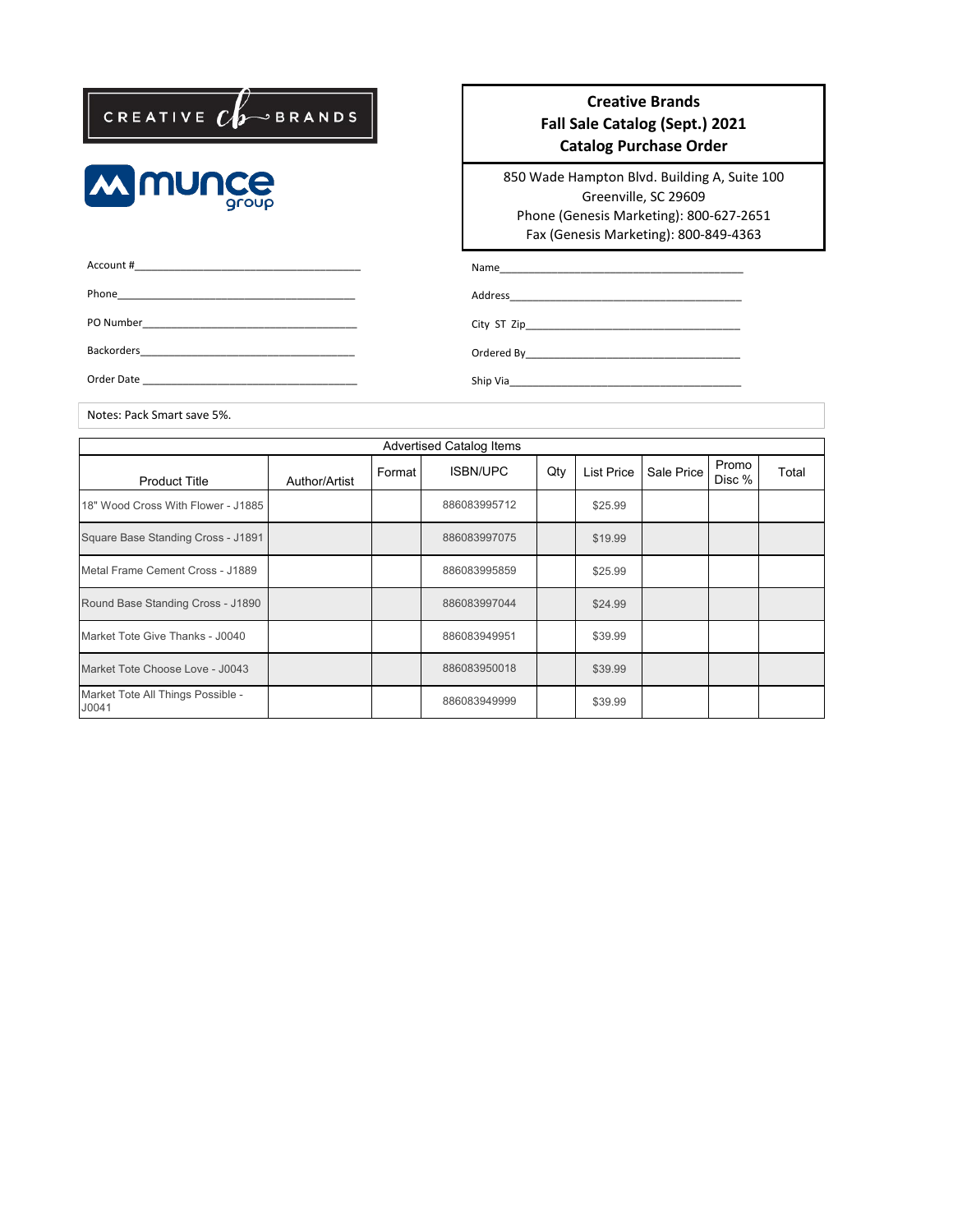CREATIVE BRANDS

munce group

**Creative Brands**
**Fall Sale Catalog (Sept.) 2021**
**Catalog Purchase Order**

850 Wade Hampton Blvd. Building A, Suite 100
Greenville, SC 29609
Phone (Genesis Marketing): 800-627-2651
Fax (Genesis Marketing): 800-849-4363

Account #\_\_\_\_\_\_\_\_\_\_\_\_\_\_\_\_\_\_\_\_\_\_\_\_\_\_\_\_\_\_\_\_

Phone\_\_\_\_\_\_\_\_\_\_\_\_\_\_\_\_\_\_\_\_\_\_\_\_\_\_\_\_\_\_\_\_

PO Number\_\_\_\_\_\_\_\_\_\_\_\_\_\_\_\_\_\_\_\_\_\_\_\_\_\_\_\_\_\_\_\_

Backorders\_\_\_\_\_\_\_\_\_\_\_\_\_\_\_\_\_\_\_\_\_\_\_\_\_\_\_\_\_\_\_\_

Order Date \_\_\_\_\_\_\_\_\_\_\_\_\_\_\_\_\_\_\_\_\_\_\_\_\_\_\_\_\_\_\_\_

Name\_\_\_\_\_\_\_\_\_\_\_\_\_\_\_\_\_\_\_\_\_\_\_\_\_\_\_\_\_\_\_\_

Address\_\_\_\_\_\_\_\_\_\_\_\_\_\_\_\_\_\_\_\_\_\_\_\_\_\_\_\_\_\_\_\_

City ST Zip\_\_\_\_\_\_\_\_\_\_\_\_\_\_\_\_\_\_\_\_\_\_\_\_\_\_\_\_\_\_\_\_

Ordered By\_\_\_\_\_\_\_\_\_\_\_\_\_\_\_\_\_\_\_\_\_\_\_\_\_\_\_\_\_\_\_\_

Ship Via\_\_\_\_\_\_\_\_\_\_\_\_\_\_\_\_\_\_\_\_\_\_\_\_\_\_\_\_\_\_\_\_

Notes: Pack Smart save 5%.

| Advertised Catalog Items | | | | | | | | |
|---|---|---|---|---|---|---|---|---|
| Product Title | Author/Artist | Format | ISBN/UPC | Qty | List Price | Sale Price | Promo Disc % | Total |
| 18" Wood Cross With Flower - J1885 | | | 886083995712 | | $25.99 | | | |
| Square Base Standing Cross - J1891 | | | 886083997075 | | $19.99 | | | |
| Metal Frame Cement Cross - J1889 | | | 886083995859 | | $25.99 | | | |
| Round Base Standing Cross - J1890 | | | 886083997044 | | $24.99 | | | |
| Market Tote Give Thanks - J0040 | | | 886083949951 | | $39.99 | | | |
| Market Tote Choose Love - J0043 | | | 886083950018 | | $39.99 | | | |
| Market Tote All Things Possible - J0041 | | | 886083949999 | | $39.99 | | | |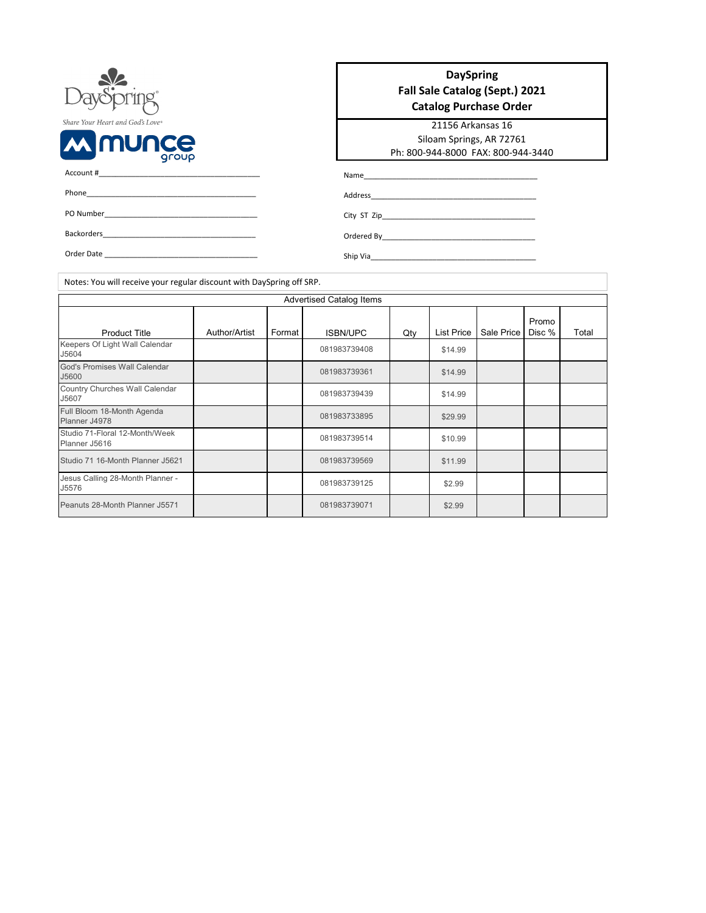DaySpring

*Share Your Heart and God's Love*

munce group

## DaySpring
## Fall Sale Catalog (Sept.) 2021
## Catalog Purchase Order

21156 Arkansas 16
Siloam Springs, AR 72761
Ph: 800-944-8000 FAX: 800-944-3440

Account #_______________________________________

Phone__________________________________________

PO Number______________________________________

Backorders______________________________________

Order Date ______________________________________

Name___________________________________________

Address_________________________________________

City ST Zip______________________________________

Ordered By______________________________________

Ship Via_________________________________________

Notes: You will receive your regular discount with DaySpring off SRP.

| Advertised Catalog Items | | | | | | | | |
|---|---|---|---|---|---|---|---|---|
| Product Title | Author/Artist | Format | ISBN/UPC | Qty | List Price | Sale Price | Promo Disc % | Total |
| Keepers Of Light Wall Calendar J5604 | | | 081983739408 | | $14.99 | | | |
| God's Promises Wall Calendar J5600 | | | 081983739361 | | $14.99 | | | |
| Country Churches Wall Calendar J5607 | | | 081983739439 | | $14.99 | | | |
| Full Bloom 18-Month Agenda Planner J4978 | | | 081983733895 | | $29.99 | | | |
| Studio 71-Floral 12-Month/Week Planner J5616 | | | 081983739514 | | $10.99 | | | |
| Studio 71 16-Month Planner J5621 | | | 081983739569 | | $11.99 | | | |
| Jesus Calling 28-Month Planner - J5576 | | | 081983739125 | | $2.99 | | | |
| Peanuts 28-Month Planner J5571 | | | 081983739071 | | $2.99 | | | |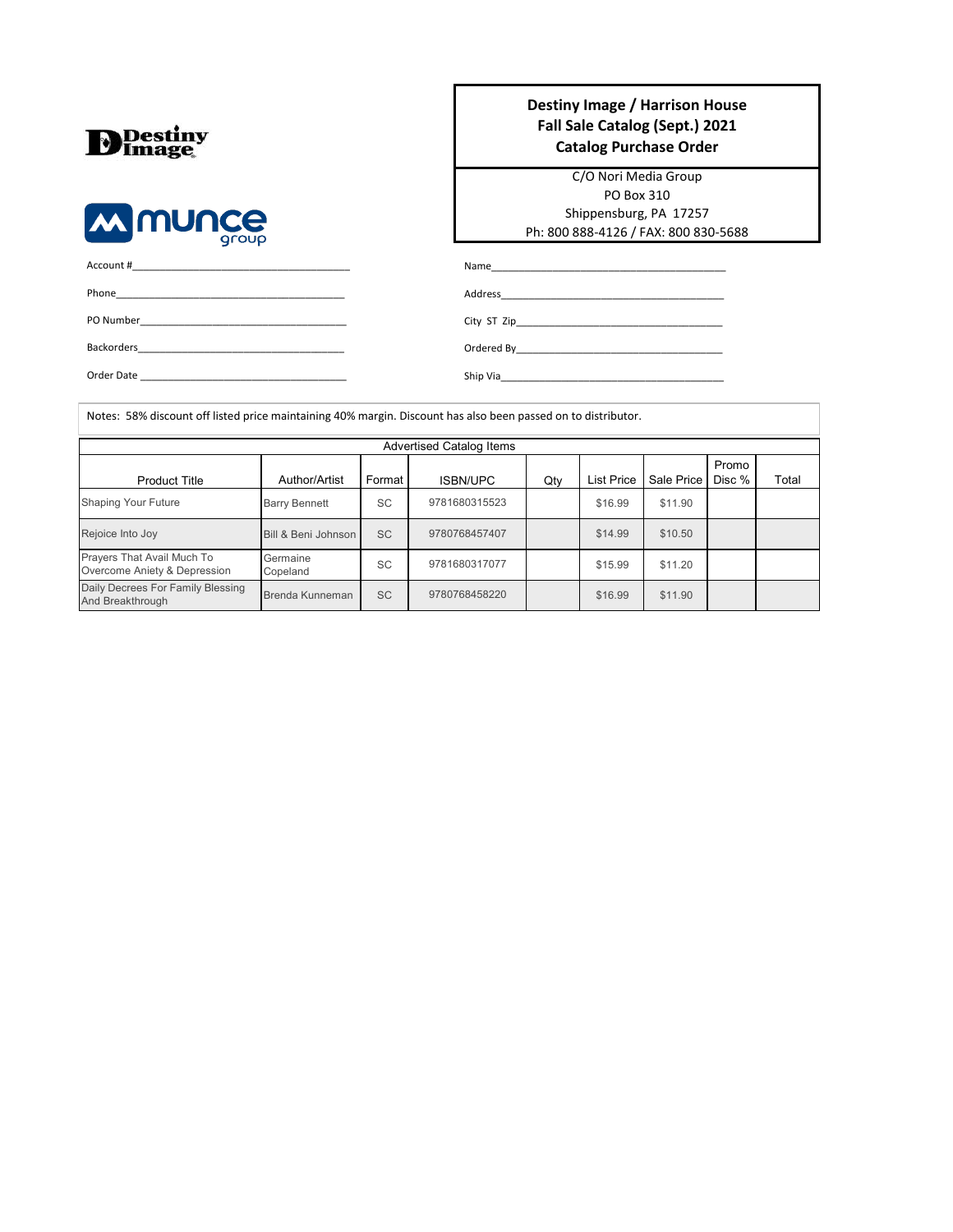Destiny Image

munce group

## Destiny Image / Harrison House
## Fall Sale Catalog (Sept.) 2021
## Catalog Purchase Order

C/O Nori Media Group
PO Box 310
Shippensburg, PA 17257
Ph: 800 888-4126 / FAX: 800 830-5688

Account #\_\_\_\_\_\_\_\_\_\_\_\_\_\_\_\_\_\_\_\_\_\_\_\_\_\_\_\_\_\_\_\_\_\_\_\_

Phone\_\_\_\_\_\_\_\_\_\_\_\_\_\_\_\_\_\_\_\_\_\_\_\_\_\_\_\_\_\_\_\_\_\_\_\_

PO Number\_\_\_\_\_\_\_\_\_\_\_\_\_\_\_\_\_\_\_\_\_\_\_\_\_\_\_\_\_\_\_\_\_\_\_\_

Backorders\_\_\_\_\_\_\_\_\_\_\_\_\_\_\_\_\_\_\_\_\_\_\_\_\_\_\_\_\_\_\_\_\_\_\_\_

Order Date \_\_\_\_\_\_\_\_\_\_\_\_\_\_\_\_\_\_\_\_\_\_\_\_\_\_\_\_\_\_\_\_\_\_\_\_

Name\_\_\_\_\_\_\_\_\_\_\_\_\_\_\_\_\_\_\_\_\_\_\_\_\_\_\_\_\_\_\_\_\_\_\_\_

Address\_\_\_\_\_\_\_\_\_\_\_\_\_\_\_\_\_\_\_\_\_\_\_\_\_\_\_\_\_\_\_\_\_\_\_\_

City ST Zip\_\_\_\_\_\_\_\_\_\_\_\_\_\_\_\_\_\_\_\_\_\_\_\_\_\_\_\_\_\_\_\_\_\_\_\_

Ordered By\_\_\_\_\_\_\_\_\_\_\_\_\_\_\_\_\_\_\_\_\_\_\_\_\_\_\_\_\_\_\_\_\_\_\_\_

Ship Via\_\_\_\_\_\_\_\_\_\_\_\_\_\_\_\_\_\_\_\_\_\_\_\_\_\_\_\_\_\_\_\_\_\_\_\_

Notes: 58% discount off listed price maintaining 40% margin. Discount has also been passed on to distributor.

| Advertised Catalog Items | | | | | | | | |
|---|---|---|---|---|---|---|---|---|
| Product Title | Author/Artist | Format | ISBN/UPC | Qty | List Price | Sale Price | Promo Disc % | Total |
| Shaping Your Future | Barry Bennett | SC | 9781680315523 | | $16.99 | $11.90 | | |
| Rejoice Into Joy | Bill & Beni Johnson | SC | 9780768457407 | | $14.99 | $10.50 | | |
| Prayers That Avail Much To Overcome Aniety & Depression | Germaine Copeland | SC | 9781680317077 | | $15.99 | $11.20 | | |
| Daily Decrees For Family Blessing And Breakthrough | Brenda Kunneman | SC | 9780768458220 | | $16.99 | $11.90 | | |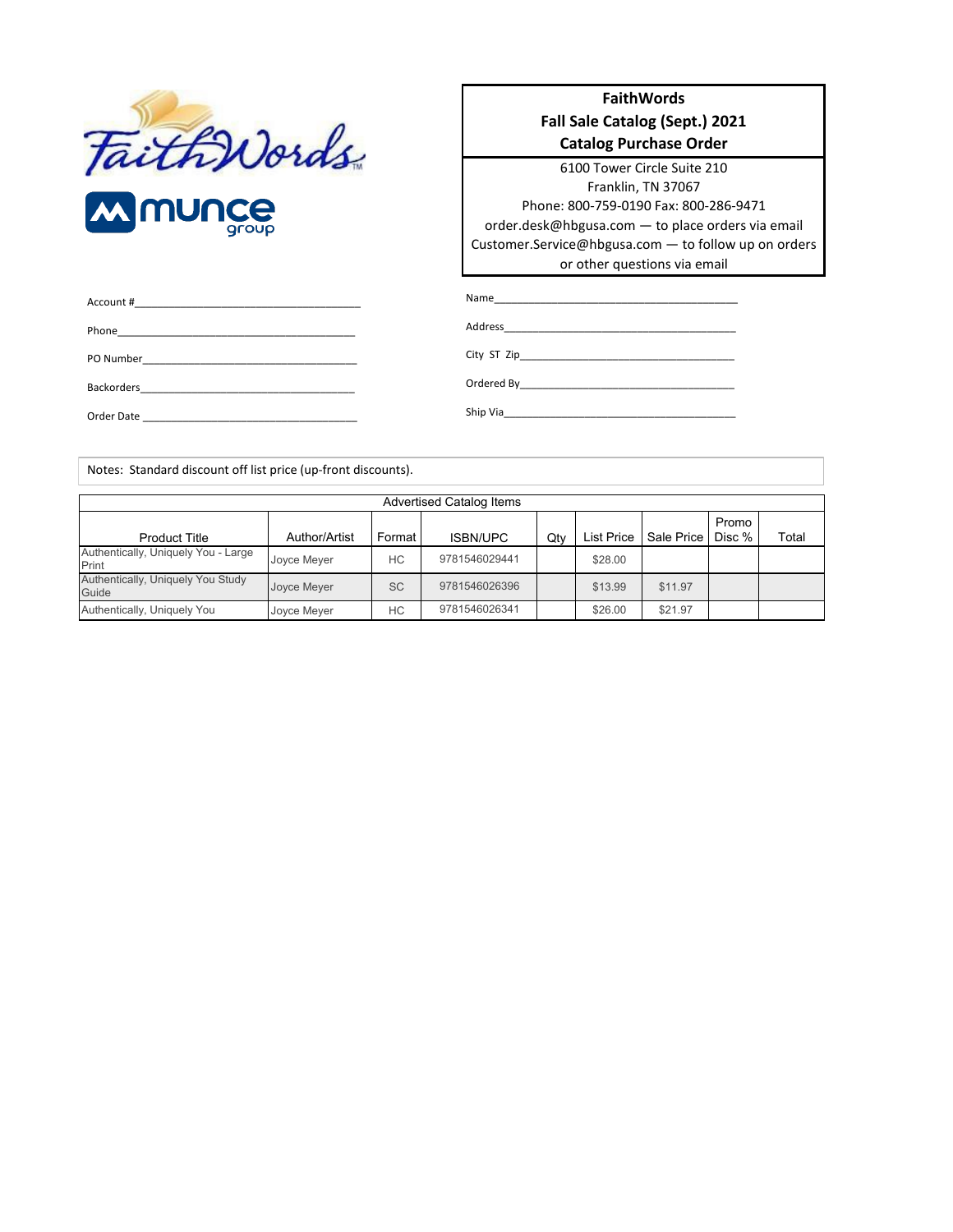**FaithWords**
**Fall Sale Catalog (Sept.) 2021**
**Catalog Purchase Order**

6100 Tower Circle Suite 210
Franklin, TN 37067
Phone: 800-759-0190 Fax: 800-286-9471
order.desk@hbgusa.com — to place orders via email
Customer.Service@hbgusa.com — to follow up on orders or other questions via email

Account #\_\_\_\_\_\_\_\_\_\_\_\_\_\_\_\_\_\_\_\_\_\_\_\_\_\_\_\_\_\_\_\_

Phone\_\_\_\_\_\_\_\_\_\_\_\_\_\_\_\_\_\_\_\_\_\_\_\_\_\_\_\_\_\_\_\_

PO Number\_\_\_\_\_\_\_\_\_\_\_\_\_\_\_\_\_\_\_\_\_\_\_\_\_\_\_\_\_\_\_\_

Backorders\_\_\_\_\_\_\_\_\_\_\_\_\_\_\_\_\_\_\_\_\_\_\_\_\_\_\_\_\_\_\_\_

Order Date \_\_\_\_\_\_\_\_\_\_\_\_\_\_\_\_\_\_\_\_\_\_\_\_\_\_\_\_\_\_\_\_

Name\_\_\_\_\_\_\_\_\_\_\_\_\_\_\_\_\_\_\_\_\_\_\_\_\_\_\_\_\_\_\_\_

Address\_\_\_\_\_\_\_\_\_\_\_\_\_\_\_\_\_\_\_\_\_\_\_\_\_\_\_\_\_\_\_\_

City ST Zip\_\_\_\_\_\_\_\_\_\_\_\_\_\_\_\_\_\_\_\_\_\_\_\_\_\_\_\_\_\_\_\_

Ordered By\_\_\_\_\_\_\_\_\_\_\_\_\_\_\_\_\_\_\_\_\_\_\_\_\_\_\_\_\_\_\_\_

Ship Via\_\_\_\_\_\_\_\_\_\_\_\_\_\_\_\_\_\_\_\_\_\_\_\_\_\_\_\_\_\_\_\_

Notes: Standard discount off list price (up-front discounts).

| Advertised Catalog Items | | | | | | | | |
|---|---|---|---|---|---|---|---|---|
| Product Title | Author/Artist | Format | ISBN/UPC | Qty | List Price | Sale Price | Promo Disc % | Total |
| Authentically, Uniquely You - Large Print | Joyce Meyer | HC | 9781546029441 | | $28.00 | | | |
| Authentically, Uniquely You Study Guide | Joyce Meyer | SC | 9781546026396 | | $13.99 | $11.97 | | |
| Authentically, Uniquely You | Joyce Meyer | HC | 9781546026341 | | $26.00 | $21.97 | | |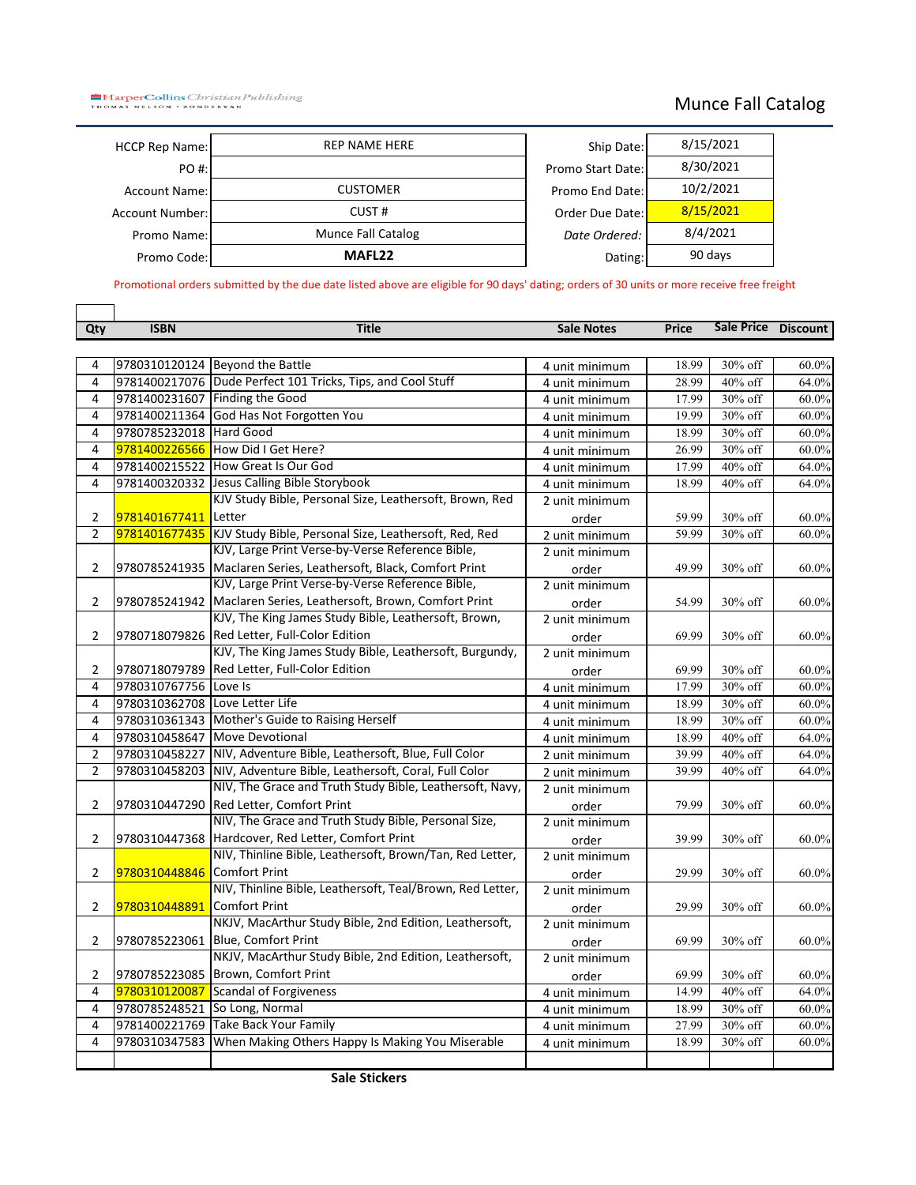HarperCollins Christian Publishing
THOMAS NELSON • ZONDERVAN

# Munce Fall Catalog

| | | | |
|---|---|---|---|
| HCCP Rep Name: | REP NAME HERE | Ship Date: | 8/15/2021 |
| PO #: | | Promo Start Date: | 8/30/2021 |
| Account Name: | CUSTOMER | Promo End Date: | 10/2/2021 |
| Account Number: | CUST # | Order Due Date: | 8/15/2021 |
| Promo Name: | Munce Fall Catalog | *Date Ordered:* | 8/4/2021 |
| Promo Code: | **MAFL22** | Dating: | 90 days |

Promotional orders submitted by the due date listed above are eligible for 90 days' dating; orders of 30 units or more receive free freight

| Qty | ISBN | Title | Sale Notes | Price | Sale Price | Discount |
|---|---|---|---|---|---|---|
| 4 | 9780310120124 | Beyond the Battle | 4 unit minimum | 18.99 | 30% off | 60.0% |
| 4 | 9781400217076 | Dude Perfect 101 Tricks, Tips, and Cool Stuff | 4 unit minimum | 28.99 | 40% off | 64.0% |
| 4 | 9781400231607 | Finding the Good | 4 unit minimum | 17.99 | 30% off | 60.0% |
| 4 | 9781400211364 | God Has Not Forgotten You | 4 unit minimum | 19.99 | 30% off | 60.0% |
| 4 | 9780785232018 | Hard Good | 4 unit minimum | 18.99 | 30% off | 60.0% |
| 4 | 9781400226566 | How Did I Get Here? | 4 unit minimum | 26.99 | 30% off | 60.0% |
| 4 | 9781400215522 | How Great Is Our God | 4 unit minimum | 17.99 | 40% off | 64.0% |
| 4 | 9781400320332 | Jesus Calling Bible Storybook | 4 unit minimum | 18.99 | 40% off | 64.0% |
| 2 | 9781401677411 | KJV Study Bible, Personal Size, Leathersoft, Brown, Red Letter | 2 unit minimum order | 59.99 | 30% off | 60.0% |
| 2 | 9781401677435 | KJV Study Bible, Personal Size, Leathersoft, Red, Red | 2 unit minimum | 59.99 | 30% off | 60.0% |
| 2 | 9780785241935 | KJV, Large Print Verse-by-Verse Reference Bible, Maclaren Series, Leathersoft, Black, Comfort Print | 2 unit minimum order | 49.99 | 30% off | 60.0% |
| 2 | 9780785241942 | KJV, Large Print Verse-by-Verse Reference Bible, Maclaren Series, Leathersoft, Brown, Comfort Print | 2 unit minimum order | 54.99 | 30% off | 60.0% |
| 2 | 9780718079826 | KJV, The King James Study Bible, Leathersoft, Brown, Red Letter, Full-Color Edition | 2 unit minimum order | 69.99 | 30% off | 60.0% |
| 2 | 9780718079789 | KJV, The King James Study Bible, Leathersoft, Burgundy, Red Letter, Full-Color Edition | 2 unit minimum order | 69.99 | 30% off | 60.0% |
| 4 | 9780310767756 | Love Is | 4 unit minimum | 17.99 | 30% off | 60.0% |
| 4 | 9780310362708 | Love Letter Life | 4 unit minimum | 18.99 | 30% off | 60.0% |
| 4 | 9780310361343 | Mother's Guide to Raising Herself | 4 unit minimum | 18.99 | 30% off | 60.0% |
| 4 | 9780310458647 | Move Devotional | 4 unit minimum | 18.99 | 40% off | 64.0% |
| 2 | 9780310458227 | NIV, Adventure Bible, Leathersoft, Blue, Full Color | 2 unit minimum | 39.99 | 40% off | 64.0% |
| 2 | 9780310458203 | NIV, Adventure Bible, Leathersoft, Coral, Full Color | 2 unit minimum | 39.99 | 40% off | 64.0% |
| 2 | 9780310447290 | NIV, The Grace and Truth Study Bible, Leathersoft, Navy, Red Letter, Comfort Print | 2 unit minimum order | 79.99 | 30% off | 60.0% |
| 2 | 9780310447368 | NIV, The Grace and Truth Study Bible, Personal Size, Hardcover, Red Letter, Comfort Print | 2 unit minimum order | 39.99 | 30% off | 60.0% |
| 2 | 9780310448846 | NIV, Thinline Bible, Leathersoft, Brown/Tan, Red Letter, Comfort Print | 2 unit minimum order | 29.99 | 30% off | 60.0% |
| 2 | 9780310448891 | NIV, Thinline Bible, Leathersoft, Teal/Brown, Red Letter, Comfort Print | 2 unit minimum order | 29.99 | 30% off | 60.0% |
| 2 | 9780785223061 | NKJV, MacArthur Study Bible, 2nd Edition, Leathersoft, Blue, Comfort Print | 2 unit minimum order | 69.99 | 30% off | 60.0% |
| 2 | 9780785223085 | NKJV, MacArthur Study Bible, 2nd Edition, Leathersoft, Brown, Comfort Print | 2 unit minimum order | 69.99 | 30% off | 60.0% |
| 4 | 9780310120087 | Scandal of Forgiveness | 4 unit minimum | 14.99 | 40% off | 64.0% |
| 4 | 9780785248521 | So Long, Normal | 4 unit minimum | 18.99 | 30% off | 60.0% |
| 4 | 9781400221769 | Take Back Your Family | 4 unit minimum | 27.99 | 30% off | 60.0% |
| 4 | 9780310347583 | When Making Others Happy Is Making You Miserable | 4 unit minimum | 18.99 | 30% off | 60.0% |
| | | | | | | |

**Sale Stickers**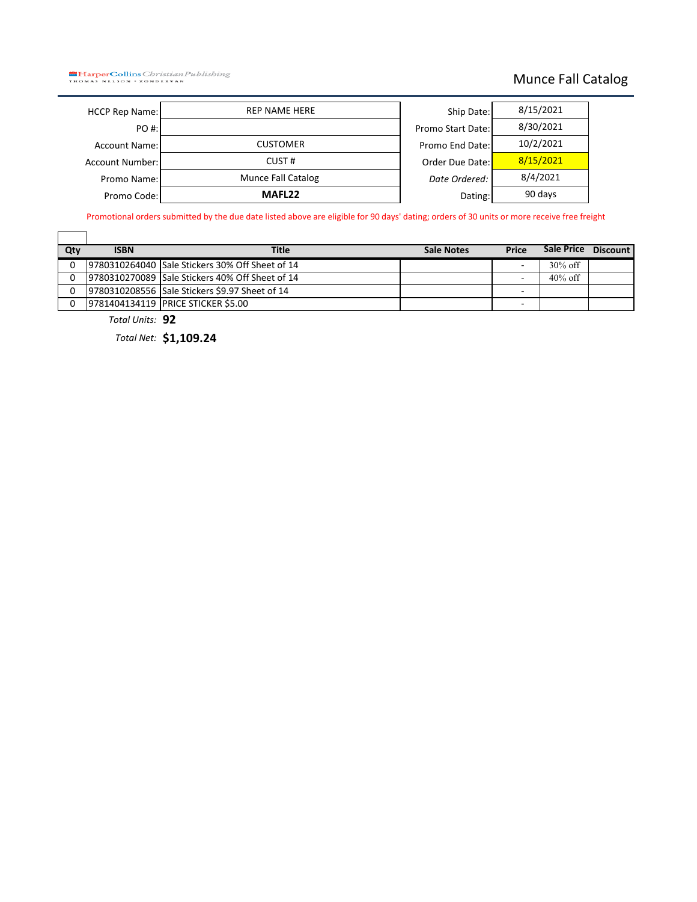HarperCollins Christian Publishing
THOMAS NELSON • ZONDERVAN

# Munce Fall Catalog

| | | | |
|---|---|---|---|
| HCCP Rep Name: | REP NAME HERE | Ship Date: | 8/15/2021 |
| PO #: | | Promo Start Date: | 8/30/2021 |
| Account Name: | CUSTOMER | Promo End Date: | 10/2/2021 |
| Account Number: | CUST # | Order Due Date: | 8/15/2021 |
| Promo Name: | Munce Fall Catalog | *Date Ordered:* | 8/4/2021 |
| Promo Code: | **MAFL22** | Dating: | 90 days |

Promotional orders submitted by the due date listed above are eligible for 90 days' dating; orders of 30 units or more receive free freight

| Qty | ISBN | Title | Sale Notes | Price | Sale Price | Discount |
|---|---|---|---|---|---|---|
| 0 | 9780310264040 | Sale Stickers 30% Off Sheet of 14 | | - | 30% off | |
| 0 | 9780310270089 | Sale Stickers 40% Off Sheet of 14 | | - | 40% off | |
| 0 | 9780310208556 | Sale Stickers $9.97 Sheet of 14 | | - | | |
| 0 | 9781404134119 | PRICE STICKER $5.00 | | - | | |

*Total Units:* **92**

*Total Net:* **$1,109.24**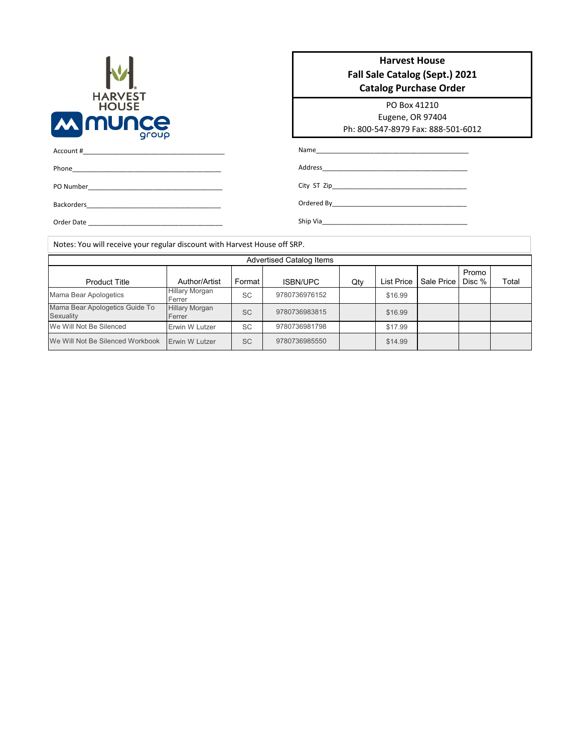**Harvest House**
**Fall Sale Catalog (Sept.) 2021**
**Catalog Purchase Order**

PO Box 41210
Eugene, OR 97404
Ph: 800-547-8979 Fax: 888-501-6012

Account #\_\_\_\_\_\_\_\_\_\_\_\_\_\_\_\_\_\_\_\_\_\_\_\_\_\_\_\_\_\_\_\_\_\_\_\_\_\_\_\_

Phone\_\_\_\_\_\_\_\_\_\_\_\_\_\_\_\_\_\_\_\_\_\_\_\_\_\_\_\_\_\_\_\_\_\_\_\_\_\_\_\_

PO Number\_\_\_\_\_\_\_\_\_\_\_\_\_\_\_\_\_\_\_\_\_\_\_\_\_\_\_\_\_\_\_\_\_\_\_\_\_\_\_\_

Backorders\_\_\_\_\_\_\_\_\_\_\_\_\_\_\_\_\_\_\_\_\_\_\_\_\_\_\_\_\_\_\_\_\_\_\_\_\_\_\_\_

Order Date \_\_\_\_\_\_\_\_\_\_\_\_\_\_\_\_\_\_\_\_\_\_\_\_\_\_\_\_\_\_\_\_\_\_\_\_\_\_\_\_

Name\_\_\_\_\_\_\_\_\_\_\_\_\_\_\_\_\_\_\_\_\_\_\_\_\_\_\_\_\_\_\_\_\_\_\_\_\_\_\_\_

Address\_\_\_\_\_\_\_\_\_\_\_\_\_\_\_\_\_\_\_\_\_\_\_\_\_\_\_\_\_\_\_\_\_\_\_\_\_\_\_\_

City ST Zip\_\_\_\_\_\_\_\_\_\_\_\_\_\_\_\_\_\_\_\_\_\_\_\_\_\_\_\_\_\_\_\_\_\_\_\_\_\_\_\_

Ordered By\_\_\_\_\_\_\_\_\_\_\_\_\_\_\_\_\_\_\_\_\_\_\_\_\_\_\_\_\_\_\_\_\_\_\_\_\_\_\_\_

Ship Via\_\_\_\_\_\_\_\_\_\_\_\_\_\_\_\_\_\_\_\_\_\_\_\_\_\_\_\_\_\_\_\_\_\_\_\_\_\_\_\_

Notes: You will receive your regular discount with Harvest House off SRP.

| Advertised Catalog Items | | | | | | | | |
|---|---|---|---|---|---|---|---|---|
| Product Title | Author/Artist | Format | ISBN/UPC | Qty | List Price | Sale Price | Promo Disc % | Total |
| Mama Bear Apologetics | Hillary Morgan Ferrer | SC | 9780736976152 | | $16.99 | | | |
| Mama Bear Apologetics Guide To Sexuality | Hillary Morgan Ferrer | SC | 9780736983815 | | $16.99 | | | |
| We Will Not Be Silenced | Erwin W Lutzer | SC | 9780736981798 | | $17.99 | | | |
| We Will Not Be Silenced Workbook | Erwin W Lutzer | SC | 9780736985550 | | $14.99 | | | |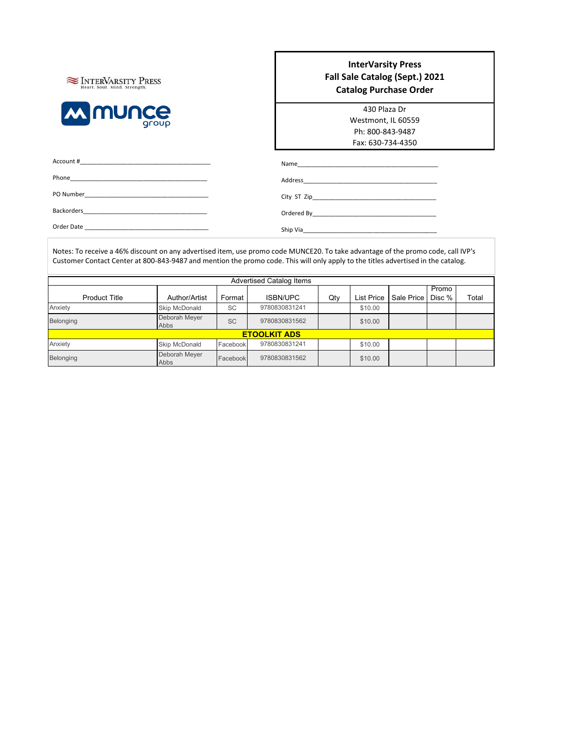InterVarsity Press
Heart. Soul. Mind. Strength.

munce group

**InterVarsity Press**
**Fall Sale Catalog (Sept.) 2021**
**Catalog Purchase Order**

430 Plaza Dr
Westmont, IL 60559
Ph: 800-843-9487
Fax: 630-734-4350

Account #________________________________________

Phone________________________________________

PO Number________________________________________

Backorders________________________________________

Order Date ________________________________________

Name________________________________________

Address________________________________________

City ST Zip________________________________________

Ordered By________________________________________

Ship Via________________________________________

Notes: To receive a 46% discount on any advertised item, use promo code MUNCE20. To take advantage of the promo code, call IVP's Customer Contact Center at 800-843-9487 and mention the promo code. This will only apply to the titles advertised in the catalog.

| Advertised Catalog Items | | | | | | | | |
|---|---|---|---|---|---|---|---|---|
| Product Title | Author/Artist | Format | ISBN/UPC | Qty | List Price | Sale Price | Promo Disc % | Total |
| Anxiety | Skip McDonald | SC | 9780830831241 | | $10.00 | | | |
| Belonging | Deborah Meyer Abbs | SC | 9780830831562 | | $10.00 | | | |
| **ETOOLKIT ADS** | | | | | | | | |
| Anxiety | Skip McDonald | Facebook | 9780830831241 | | $10.00 | | | |
| Belonging | Deborah Meyer Abbs | Facebook | 9780830831562 | | $10.00 | | | |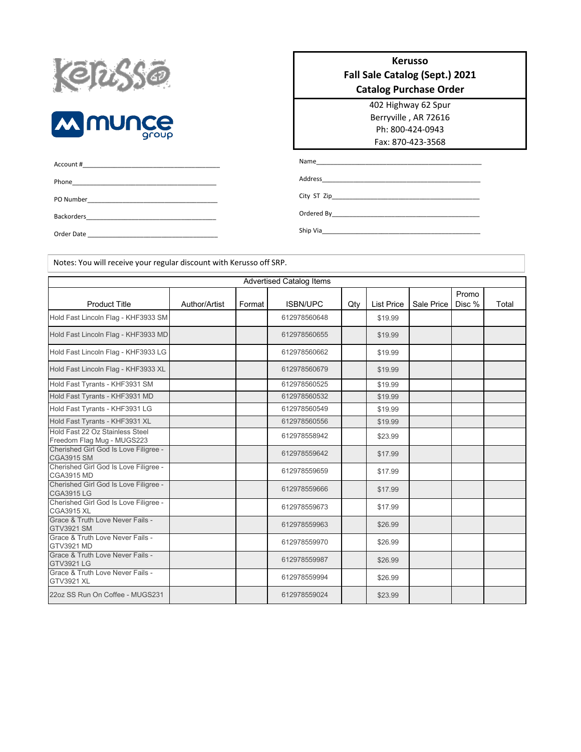Kerusso

munce group

**Kerusso**
**Fall Sale Catalog (Sept.) 2021**
**Catalog Purchase Order**

402 Highway 62 Spur
Berryville , AR 72616
Ph: 800-424-0943
Fax: 870-423-3568

Account #\_\_\_\_\_\_\_\_\_\_\_\_\_\_\_\_\_\_\_\_\_\_\_\_\_\_\_\_\_\_\_\_\_\_\_\_\_\_

Phone\_\_\_\_\_\_\_\_\_\_\_\_\_\_\_\_\_\_\_\_\_\_\_\_\_\_\_\_\_\_\_\_\_\_\_\_\_\_\_\_\_

PO Number\_\_\_\_\_\_\_\_\_\_\_\_\_\_\_\_\_\_\_\_\_\_\_\_\_\_\_\_\_\_\_\_\_\_\_\_\_

Backorders\_\_\_\_\_\_\_\_\_\_\_\_\_\_\_\_\_\_\_\_\_\_\_\_\_\_\_\_\_\_\_\_\_\_\_\_\_

Order Date \_\_\_\_\_\_\_\_\_\_\_\_\_\_\_\_\_\_\_\_\_\_\_\_\_\_\_\_\_\_\_\_\_\_\_\_\_

Name\_\_\_\_\_\_\_\_\_\_\_\_\_\_\_\_\_\_\_\_\_\_\_\_\_\_\_\_\_\_\_\_\_\_\_\_\_\_\_\_\_\_\_\_\_\_

Address\_\_\_\_\_\_\_\_\_\_\_\_\_\_\_\_\_\_\_\_\_\_\_\_\_\_\_\_\_\_\_\_\_\_\_\_\_\_\_\_\_\_\_\_

City ST Zip\_\_\_\_\_\_\_\_\_\_\_\_\_\_\_\_\_\_\_\_\_\_\_\_\_\_\_\_\_\_\_\_\_\_\_\_\_\_\_\_\_

Ordered By\_\_\_\_\_\_\_\_\_\_\_\_\_\_\_\_\_\_\_\_\_\_\_\_\_\_\_\_\_\_\_\_\_\_\_\_\_\_\_\_\_

Ship Via\_\_\_\_\_\_\_\_\_\_\_\_\_\_\_\_\_\_\_\_\_\_\_\_\_\_\_\_\_\_\_\_\_\_\_\_\_\_\_\_\_\_\_

Notes: You will receive your regular discount with Kerusso off SRP.

| Advertised Catalog Items | | | | | | | | |
|---|---|---|---|---|---|---|---|---|
| Product Title | Author/Artist | Format | ISBN/UPC | Qty | List Price | Sale Price | Promo Disc % | Total |
| Hold Fast Lincoln Flag - KHF3933 SM | | | 612978560648 | | $19.99 | | | |
| Hold Fast Lincoln Flag - KHF3933 MD | | | 612978560655 | | $19.99 | | | |
| Hold Fast Lincoln Flag - KHF3933 LG | | | 612978560662 | | $19.99 | | | |
| Hold Fast Lincoln Flag - KHF3933 XL | | | 612978560679 | | $19.99 | | | |
| Hold Fast Tyrants - KHF3931 SM | | | 612978560525 | | $19.99 | | | |
| Hold Fast Tyrants - KHF3931 MD | | | 612978560532 | | $19.99 | | | |
| Hold Fast Tyrants - KHF3931 LG | | | 612978560549 | | $19.99 | | | |
| Hold Fast Tyrants - KHF3931 XL | | | 612978560556 | | $19.99 | | | |
| Hold Fast 22 Oz Stainless Steel Freedom Flag Mug - MUGS223 | | | 612978558942 | | $23.99 | | | |
| Cherished Girl God Is Love Filigree - CGA3915 SM | | | 612978559642 | | $17.99 | | | |
| Cherished Girl God Is Love Filigree - CGA3915 MD | | | 612978559659 | | $17.99 | | | |
| Cherished Girl God Is Love Filigree - CGA3915 LG | | | 612978559666 | | $17.99 | | | |
| Cherished Girl God Is Love Filigree - CGA3915 XL | | | 612978559673 | | $17.99 | | | |
| Grace & Truth Love Never Fails - GTV3921 SM | | | 612978559963 | | $26.99 | | | |
| Grace & Truth Love Never Fails - GTV3921 MD | | | 612978559970 | | $26.99 | | | |
| Grace & Truth Love Never Fails - GTV3921 LG | | | 612978559987 | | $26.99 | | | |
| Grace & Truth Love Never Fails - GTV3921 XL | | | 612978559994 | | $26.99 | | | |
| 22oz SS Run On Coffee - MUGS231 | | | 612978559024 | | $23.99 | | | |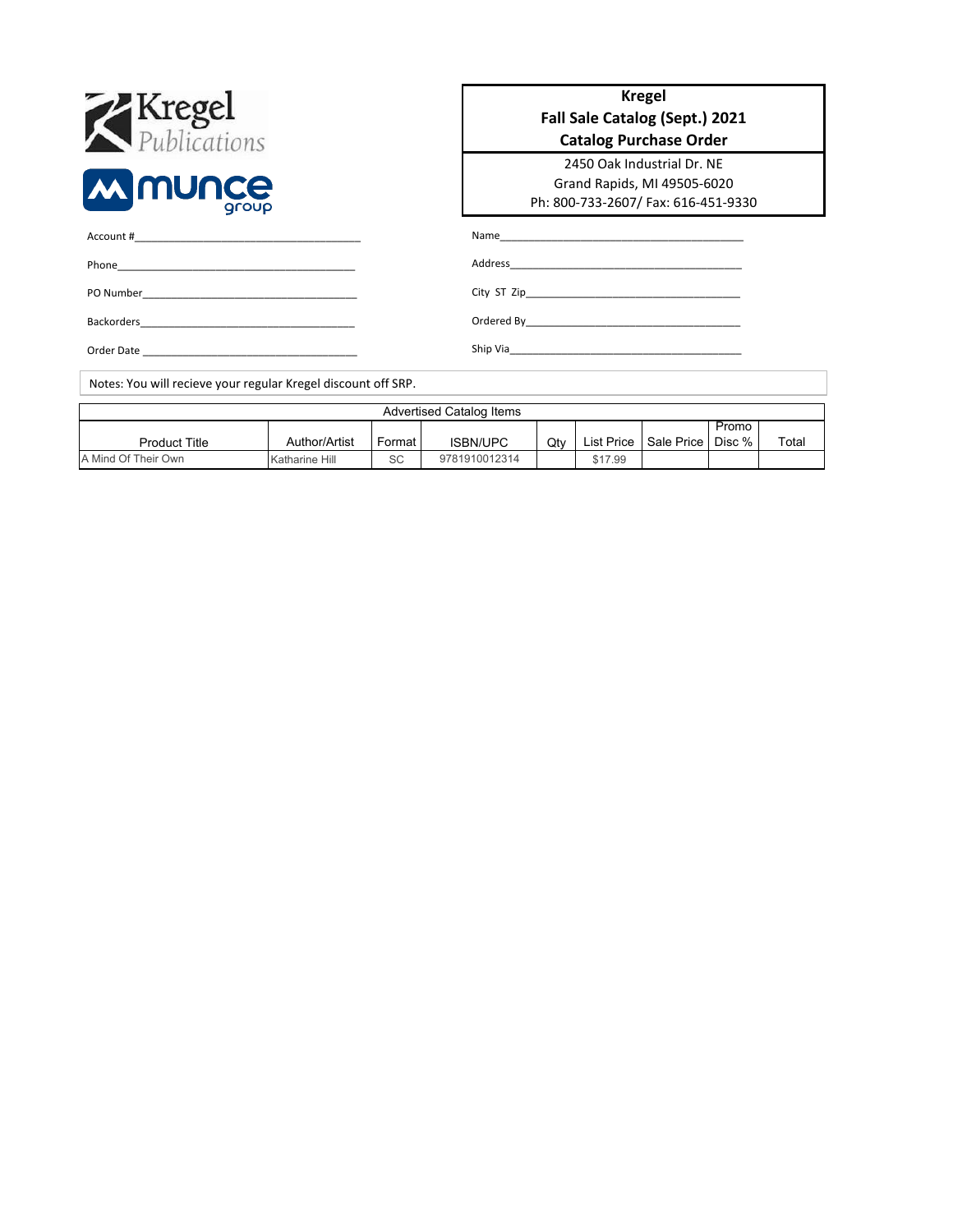Kregel Publications

munce group

**Kregel**
**Fall Sale Catalog (Sept.) 2021**
**Catalog Purchase Order**

2450 Oak Industrial Dr. NE
Grand Rapids, MI 49505-6020
Ph: 800-733-2607/ Fax: 616-451-9330

Account #________________________________________

Phone________________________________________

PO Number________________________________________

Backorders________________________________________

Order Date ________________________________________

Name________________________________________

Address________________________________________

City ST Zip________________________________________

Ordered By________________________________________

Ship Via________________________________________

Notes: You will recieve your regular Kregel discount off SRP.

| Advertised Catalog Items | | | | | | | | |
|---|---|---|---|---|---|---|---|---|
| Product Title | Author/Artist | Format | ISBN/UPC | Qty | List Price | Sale Price | Promo Disc % | Total |
| A Mind Of Their Own | Katharine Hill | SC | 9781910012314 | | $17.99 | | | |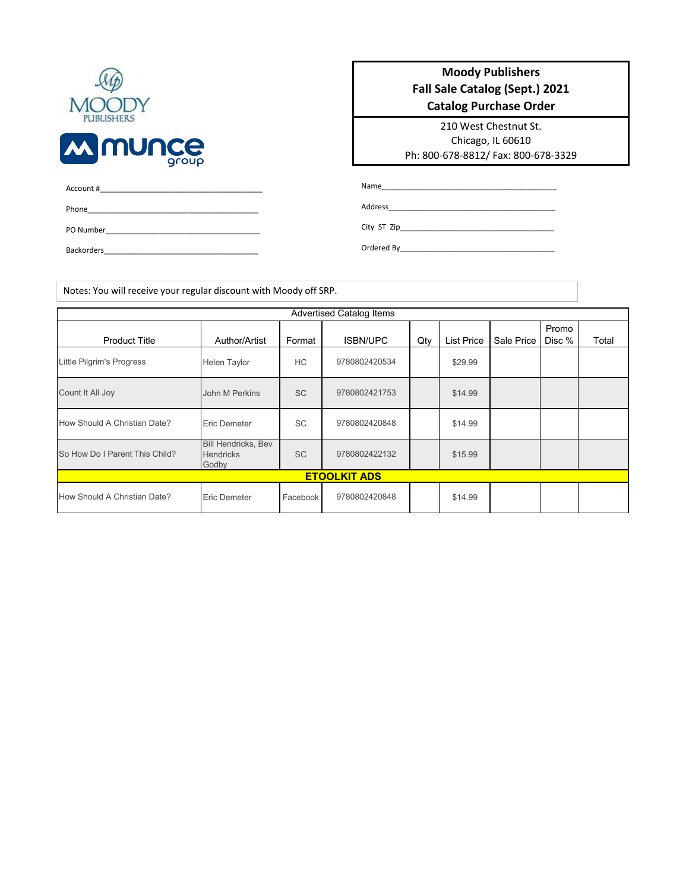## Moody Publishers
## Fall Sale Catalog (Sept.) 2021
## Catalog Purchase Order

210 West Chestnut St.
Chicago, IL 60610
Ph: 800-678-8812/ Fax: 800-678-3329

Account #________________________________________

Phone________________________________________

PO Number________________________________________

Backorders________________________________________

Name________________________________________

Address________________________________________

City ST Zip________________________________________

Ordered By________________________________________

Notes: You will receive your regular discount with Moody off SRP.

| Advertised Catalog Items | | | | | | | | |
|---|---|---|---|---|---|---|---|---|
| Product Title | Author/Artist | Format | ISBN/UPC | Qty | List Price | Sale Price | Promo Disc % | Total |
| Little Pilgrim's Progress | Helen Taylor | HC | 9780802420534 | | $29.99 | | | |
| Count It All Joy | John M Perkins | SC | 9780802421753 | | $14.99 | | | |
| How Should A Christian Date? | Eric Demeter | SC | 9780802420848 | | $14.99 | | | |
| So How Do I Parent This Child? | Bill Hendricks, Bev Hendricks Godby | SC | 9780802422132 | | $15.99 | | | |
| **ETOOLKIT ADS** | | | | | | | | |
| How Should A Christian Date? | Eric Demeter | Facebook | 9780802420848 | | $14.99 | | | |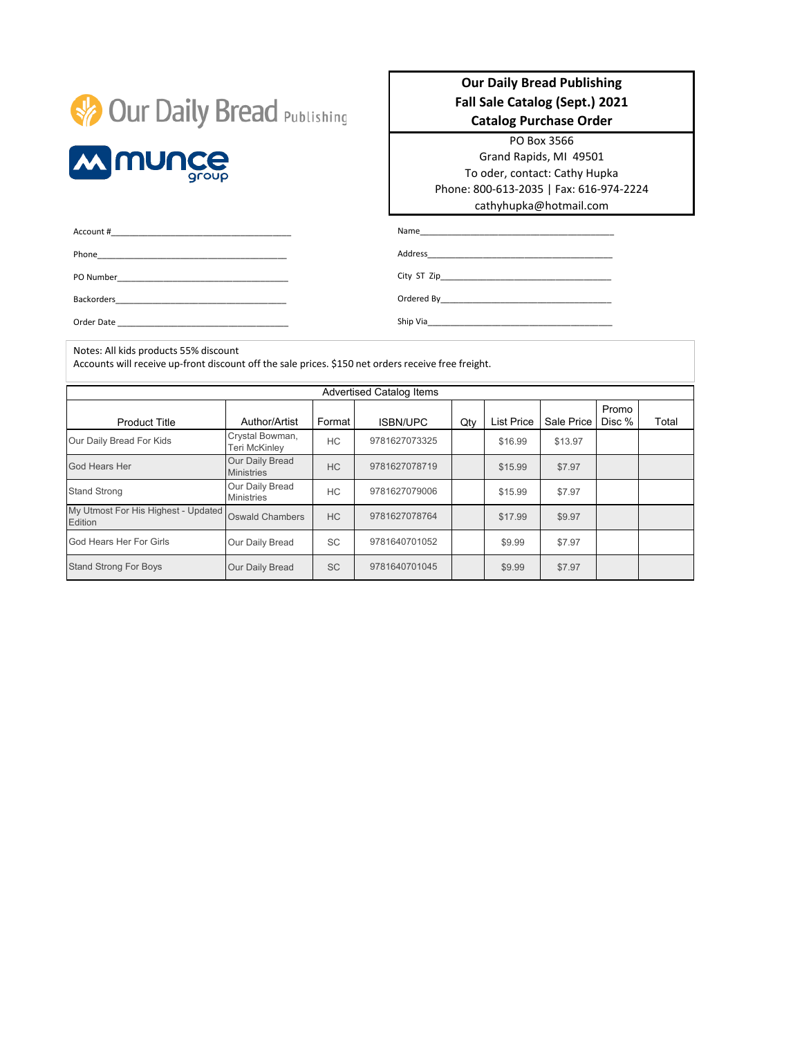Our Daily Bread Publishing

munce group

**Our Daily Bread Publishing**
**Fall Sale Catalog (Sept.) 2021**
**Catalog Purchase Order**

PO Box 3566
Grand Rapids, MI 49501
To oder, contact: Cathy Hupka
Phone: 800-613-2035 | Fax: 616-974-2224
cathyhupka@hotmail.com

Account #\_\_\_\_\_\_\_\_\_\_\_\_\_\_\_\_\_\_\_\_\_\_\_\_\_\_\_\_\_\_\_\_\_\_\_\_

Phone\_\_\_\_\_\_\_\_\_\_\_\_\_\_\_\_\_\_\_\_\_\_\_\_\_\_\_\_\_\_\_\_\_\_\_\_\_\_\_\_

PO Number\_\_\_\_\_\_\_\_\_\_\_\_\_\_\_\_\_\_\_\_\_\_\_\_\_\_\_\_\_\_\_\_\_\_\_\_

Backorders\_\_\_\_\_\_\_\_\_\_\_\_\_\_\_\_\_\_\_\_\_\_\_\_\_\_\_\_\_\_\_\_\_\_\_\_

Order Date \_\_\_\_\_\_\_\_\_\_\_\_\_\_\_\_\_\_\_\_\_\_\_\_\_\_\_\_\_\_\_\_\_\_\_

Name\_\_\_\_\_\_\_\_\_\_\_\_\_\_\_\_\_\_\_\_\_\_\_\_\_\_\_\_\_\_\_\_\_\_\_\_\_\_\_\_

Address\_\_\_\_\_\_\_\_\_\_\_\_\_\_\_\_\_\_\_\_\_\_\_\_\_\_\_\_\_\_\_\_\_\_\_\_\_\_

City ST Zip\_\_\_\_\_\_\_\_\_\_\_\_\_\_\_\_\_\_\_\_\_\_\_\_\_\_\_\_\_\_\_\_\_\_\_

Ordered By\_\_\_\_\_\_\_\_\_\_\_\_\_\_\_\_\_\_\_\_\_\_\_\_\_\_\_\_\_\_\_\_\_\_\_

Ship Via\_\_\_\_\_\_\_\_\_\_\_\_\_\_\_\_\_\_\_\_\_\_\_\_\_\_\_\_\_\_\_\_\_\_\_\_\_\_

Notes: All kids products 55% discount
Accounts will receive up-front discount off the sale prices. $150 net orders receive free freight.

| Advertised Catalog Items | | | | | | | | |
|---|---|---|---|---|---|---|---|---|
| Product Title | Author/Artist | Format | ISBN/UPC | Qty | List Price | Sale Price | Promo Disc % | Total |
| Our Daily Bread For Kids | Crystal Bowman, Teri McKinley | HC | 9781627073325 | | $16.99 | $13.97 | | |
| God Hears Her | Our Daily Bread Ministries | HC | 9781627078719 | | $15.99 | $7.97 | | |
| Stand Strong | Our Daily Bread Ministries | HC | 9781627079006 | | $15.99 | $7.97 | | |
| My Utmost For His Highest - Updated Edition | Oswald Chambers | HC | 9781627078764 | | $17.99 | $9.97 | | |
| God Hears Her For Girls | Our Daily Bread | SC | 9781640701052 | | $9.99 | $7.97 | | |
| Stand Strong For Boys | Our Daily Bread | SC | 9781640701045 | | $9.99 | $7.97 | | |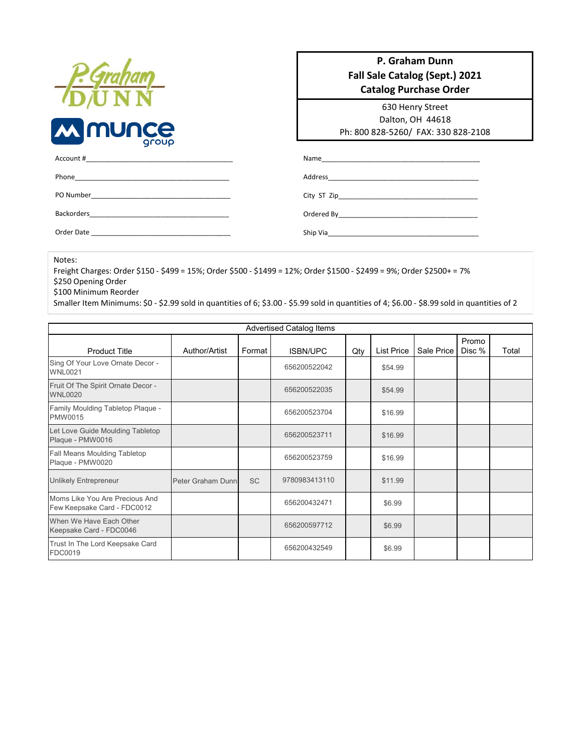**P. Graham Dunn**
**Fall Sale Catalog (Sept.) 2021**
**Catalog Purchase Order**

630 Henry Street
Dalton, OH 44618
Ph: 800 828-5260/ FAX: 330 828-2108

Account #\_\_\_\_\_\_\_\_\_\_\_\_\_\_\_\_\_\_\_\_\_\_\_\_\_\_\_\_\_\_\_\_\_\_\_\_\_\_

Phone\_\_\_\_\_\_\_\_\_\_\_\_\_\_\_\_\_\_\_\_\_\_\_\_\_\_\_\_\_\_\_\_\_\_\_\_\_\_\_\_

PO Number\_\_\_\_\_\_\_\_\_\_\_\_\_\_\_\_\_\_\_\_\_\_\_\_\_\_\_\_\_\_\_\_\_\_\_\_\_

Backorders\_\_\_\_\_\_\_\_\_\_\_\_\_\_\_\_\_\_\_\_\_\_\_\_\_\_\_\_\_\_\_\_\_\_\_\_\_

Order Date \_\_\_\_\_\_\_\_\_\_\_\_\_\_\_\_\_\_\_\_\_\_\_\_\_\_\_\_\_\_\_\_\_\_\_\_

Name\_\_\_\_\_\_\_\_\_\_\_\_\_\_\_\_\_\_\_\_\_\_\_\_\_\_\_\_\_\_\_\_\_\_\_\_\_\_\_\_\_\_\_

Address\_\_\_\_\_\_\_\_\_\_\_\_\_\_\_\_\_\_\_\_\_\_\_\_\_\_\_\_\_\_\_\_\_\_\_\_\_\_\_\_

City ST Zip\_\_\_\_\_\_\_\_\_\_\_\_\_\_\_\_\_\_\_\_\_\_\_\_\_\_\_\_\_\_\_\_\_\_\_\_\_\_

Ordered By\_\_\_\_\_\_\_\_\_\_\_\_\_\_\_\_\_\_\_\_\_\_\_\_\_\_\_\_\_\_\_\_\_\_\_\_\_\_

Ship Via\_\_\_\_\_\_\_\_\_\_\_\_\_\_\_\_\_\_\_\_\_\_\_\_\_\_\_\_\_\_\_\_\_\_\_\_\_\_\_\_

Notes:
Freight Charges: Order $150 - $499 = 15%; Order $500 - $1499 = 12%; Order $1500 - $2499 = 9%; Order $2500+ = 7%
$250 Opening Order
$100 Minimum Reorder
Smaller Item Minimums: $0 - $2.99 sold in quantities of 6; $3.00 - $5.99 sold in quantities of 4; $6.00 - $8.99 sold in quantities of 2

| Advertised Catalog Items | | | | | | | | |
|---|---|---|---|---|---|---|---|---|
| Product Title | Author/Artist | Format | ISBN/UPC | Qty | List Price | Sale Price | Promo Disc % | Total |
| Sing Of Your Love Ornate Decor - WNL0021 | | | 656200522042 | | $54.99 | | | |
| Fruit Of The Spirit Ornate Decor - WNL0020 | | | 656200522035 | | $54.99 | | | |
| Family Moulding Tabletop Plaque - PMW0015 | | | 656200523704 | | $16.99 | | | |
| Let Love Guide Moulding Tabletop Plaque - PMW0016 | | | 656200523711 | | $16.99 | | | |
| Fall Means Moulding Tabletop Plaque - PMW0020 | | | 656200523759 | | $16.99 | | | |
| Unlikely Entrepreneur | Peter Graham Dunn | SC | 9780983413110 | | $11.99 | | | |
| Moms Like You Are Precious And Few Keepsake Card - FDC0012 | | | 656200432471 | | $6.99 | | | |
| When We Have Each Other Keepsake Card - FDC0046 | | | 656200597712 | | $6.99 | | | |
| Trust In The Lord Keepsake Card FDC0019 | | | 656200432549 | | $6.99 | | | |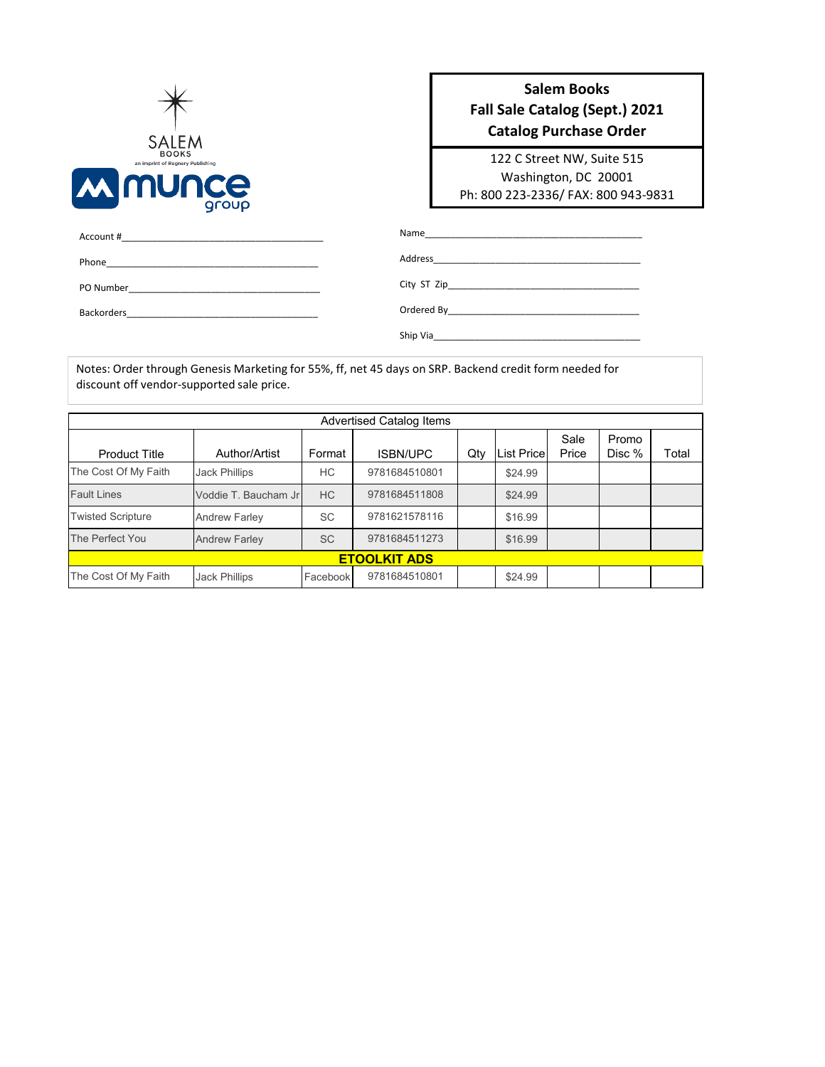SALEM BOOKS
an imprint of Regnery Publishing

munce group

**Salem Books**
**Fall Sale Catalog (Sept.) 2021**
**Catalog Purchase Order**

122 C Street NW, Suite 515
Washington, DC 20001
Ph: 800 223-2336/ FAX: 800 943-9831

Account #_______________________________________

Phone_______________________________________

PO Number_______________________________________

Backorders_______________________________________

Name_______________________________________

Address_______________________________________

City ST Zip_______________________________________

Ordered By_______________________________________

Ship Via_______________________________________

Notes: Order through Genesis Marketing for 55%, ff, net 45 days on SRP. Backend credit form needed for discount off vendor-supported sale price.

| Advertised Catalog Items | | | | | | | | |
|---|---|---|---|---|---|---|---|---|
| Product Title | Author/Artist | Format | ISBN/UPC | Qty | List Price | Sale Price | Promo Disc % | Total |
| The Cost Of My Faith | Jack Phillips | HC | 9781684510801 | | $24.99 | | | |
| Fault Lines | Voddie T. Baucham Jr | HC | 9781684511808 | | $24.99 | | | |
| Twisted Scripture | Andrew Farley | SC | 9781621578116 | | $16.99 | | | |
| The Perfect You | Andrew Farley | SC | 9781684511273 | | $16.99 | | | |
| **ETOOLKIT ADS** | | | | | | | | |
| The Cost Of My Faith | Jack Phillips | Facebook | 9781684510801 | | $24.99 | | | |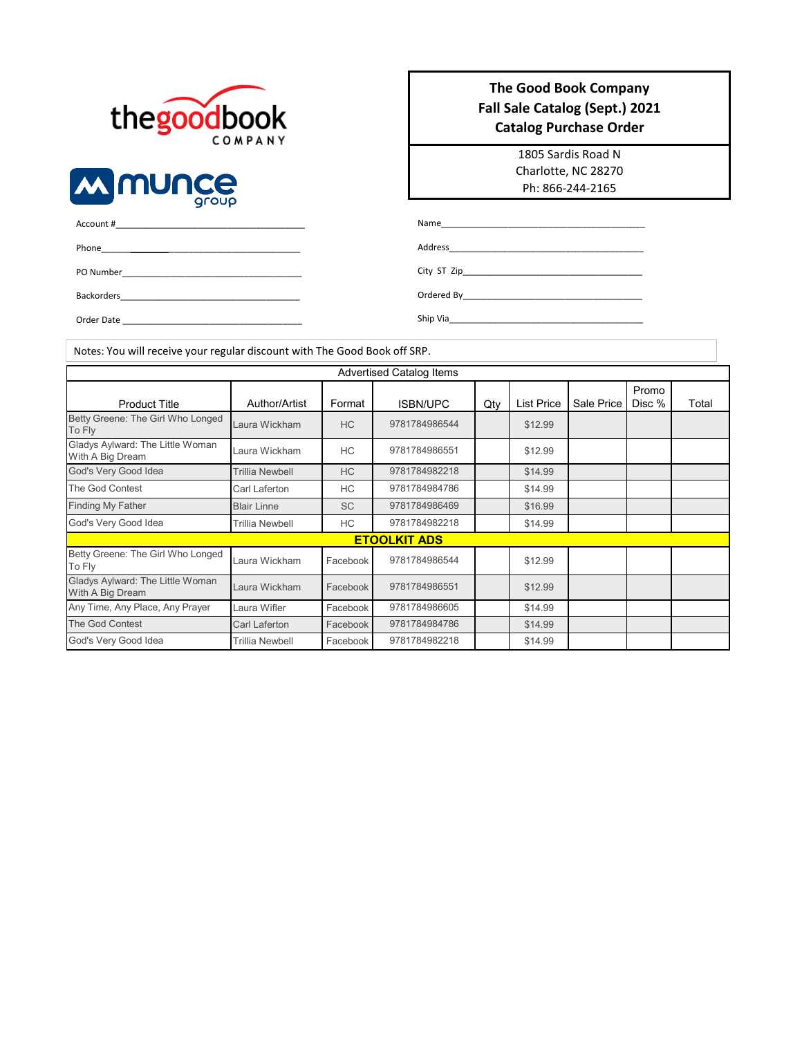thegoodbook COMPANY

munce group

## The Good Book Company
## Fall Sale Catalog (Sept.) 2021
## Catalog Purchase Order

1805 Sardis Road N
Charlotte, NC 28270
Ph: 866-244-2165

Account #______________________________________

Phone______________________________________

PO Number______________________________________

Backorders______________________________________

Order Date ______________________________________

Name______________________________________

Address______________________________________

City ST Zip______________________________________

Ordered By______________________________________

Ship Via______________________________________

Notes: You will receive your regular discount with The Good Book off SRP.

| Advertised Catalog Items | | | | | | | | |
|---|---|---|---|---|---|---|---|---|
| Product Title | Author/Artist | Format | ISBN/UPC | Qty | List Price | Sale Price | Promo Disc % | Total |
| Betty Greene: The Girl Who Longed To Fly | Laura Wickham | HC | 9781784986544 | | $12.99 | | | |
| Gladys Aylward: The Little Woman With A Big Dream | Laura Wickham | HC | 9781784986551 | | $12.99 | | | |
| God's Very Good Idea | Trillia Newbell | HC | 9781784982218 | | $14.99 | | | |
| The God Contest | Carl Laferton | HC | 9781784984786 | | $14.99 | | | |
| Finding My Father | Blair Linne | SC | 9781784986469 | | $16.99 | | | |
| God's Very Good Idea | Trillia Newbell | HC | 9781784982218 | | $14.99 | | | |
| **ETOOLKIT ADS** | | | | | | | | |
| Betty Greene: The Girl Who Longed To Fly | Laura Wickham | Facebook | 9781784986544 | | $12.99 | | | |
| Gladys Aylward: The Little Woman With A Big Dream | Laura Wickham | Facebook | 9781784986551 | | $12.99 | | | |
| Any Time, Any Place, Any Prayer | Laura Wifler | Facebook | 9781784986605 | | $14.99 | | | |
| The God Contest | Carl Laferton | Facebook | 9781784984786 | | $14.99 | | | |
| God's Very Good Idea | Trillia Newbell | Facebook | 9781784982218 | | $14.99 | | | |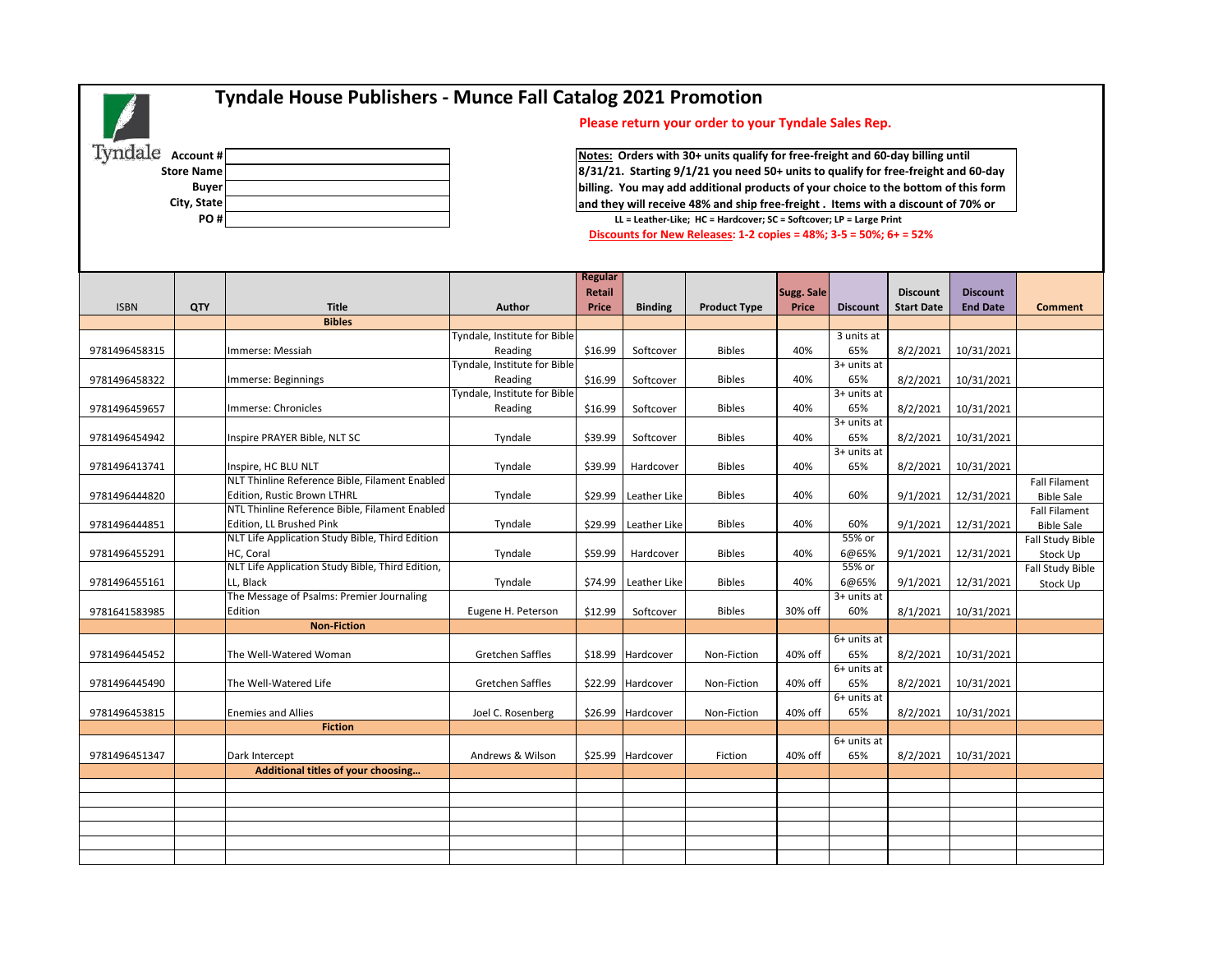# Tyndale House Publishers - Munce Fall Catalog 2021 Promotion

**Please return your order to your Tyndale Sales Rep.**

Tyndale

| | |
|---|---|
| **Account #** | |
| **Store Name** | |
| **Buyer** | |
| **City, State** | |
| **PO #** | |

**Notes: Orders with 30+ units qualify for free-freight and 60-day billing until 8/31/21. Starting 9/1/21 you need 50+ units to qualify for free-freight and 60-day billing. You may add additional products of your choice to the bottom of this form and they will receive 48% and ship free-freight . Items with a discount of 70% or**

LL = Leather-Like; HC = Hardcover; SC = Softcover; LP = Large Print

**Discounts for New Releases: 1-2 copies = 48%; 3-5 = 50%; 6+ = 52%**

| ISBN | QTY | Title | Author | Regular Retail Price | Binding | Product Type | Sugg. Sale Price | Discount | Discount Start Date | Discount End Date | Comment |
|---|---|---|---|---|---|---|---|---|---|---|---|
| | | **Bibles** | | | | | | | | | |
| 9781496458315 | | Immerse: Messiah | Tyndale, Institute for Bible Reading | $16.99 | Softcover | Bibles | 40% | 3 units at 65% | 8/2/2021 | 10/31/2021 | |
| 9781496458322 | | Immerse: Beginnings | Tyndale, Institute for Bible Reading | $16.99 | Softcover | Bibles | 40% | 3+ units at 65% | 8/2/2021 | 10/31/2021 | |
| 9781496459657 | | Immerse: Chronicles | Tyndale, Institute for Bible Reading | $16.99 | Softcover | Bibles | 40% | 3+ units at 65% | 8/2/2021 | 10/31/2021 | |
| 9781496454942 | | Inspire PRAYER Bible, NLT SC | Tyndale | $39.99 | Softcover | Bibles | 40% | 3+ units at 65% | 8/2/2021 | 10/31/2021 | |
| 9781496413741 | | Inspire, HC BLU NLT | Tyndale | $39.99 | Hardcover | Bibles | 40% | 3+ units at 65% | 8/2/2021 | 10/31/2021 | |
| 9781496444820 | | NLT Thinline Reference Bible, Filament Enabled Edition, Rustic Brown LTHRL | Tyndale | $29.99 | Leather Like | Bibles | 40% | 60% | 9/1/2021 | 12/31/2021 | Fall Filament Bible Sale |
| 9781496444851 | | NTL Thinline Reference Bible, Filament Enabled Edition, LL Brushed Pink | Tyndale | $29.99 | Leather Like | Bibles | 40% | 60% | 9/1/2021 | 12/31/2021 | Fall Filament Bible Sale |
| 9781496455291 | | NLT Life Application Study Bible, Third Edition HC, Coral | Tyndale | $59.99 | Hardcover | Bibles | 40% | 55% or 6@65% | 9/1/2021 | 12/31/2021 | Fall Study Bible Stock Up |
| 9781496455161 | | NLT Life Application Study Bible, Third Edition, LL, Black | Tyndale | $74.99 | Leather Like | Bibles | 40% | 55% or 6@65% | 9/1/2021 | 12/31/2021 | Fall Study Bible Stock Up |
| 9781641583985 | | The Message of Psalms: Premier Journaling Edition | Eugene H. Peterson | $12.99 | Softcover | Bibles | 30% off | 3+ units at 60% | 8/1/2021 | 10/31/2021 | |
| | | **Non-Fiction** | | | | | | | | | |
| 9781496445452 | | The Well-Watered Woman | Gretchen Saffles | $18.99 | Hardcover | Non-Fiction | 40% off | 6+ units at 65% | 8/2/2021 | 10/31/2021 | |
| 9781496445490 | | The Well-Watered Life | Gretchen Saffles | $22.99 | Hardcover | Non-Fiction | 40% off | 6+ units at 65% | 8/2/2021 | 10/31/2021 | |
| 9781496453815 | | Enemies and Allies | Joel C. Rosenberg | $26.99 | Hardcover | Non-Fiction | 40% off | 6+ units at 65% | 8/2/2021 | 10/31/2021 | |
| | | **Fiction** | | | | | | | | | |
| 9781496451347 | | Dark Intercept | Andrews & Wilson | $25.99 | Hardcover | Fiction | 40% off | 6+ units at 65% | 8/2/2021 | 10/31/2021 | |
| | | **Additional titles of your choosing…** | | | | | | | | | |
| | | | | | | | | | | | |
| | | | | | | | | | | | |
| | | | | | | | | | | | |
| | | | | | | | | | | | |
| | | | | | | | | | | | |
| | | | | | | | | | | | |